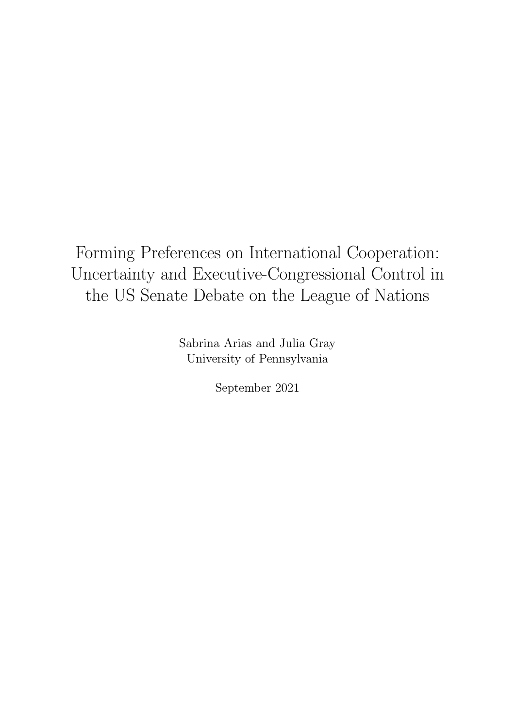# Forming Preferences on International Cooperation: Uncertainty and Executive-Congressional Control in the US Senate Debate on the League of Nations

Sabrina Arias and Julia Gray
University of Pennsylvania

September 2021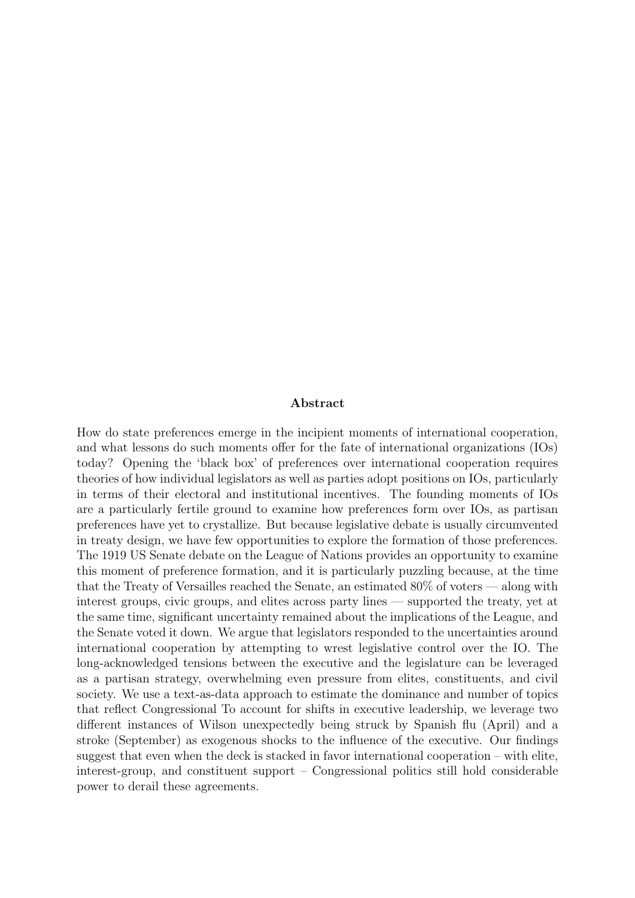**Abstract**

How do state preferences emerge in the incipient moments of international cooperation, and what lessons do such moments offer for the fate of international organizations (IOs) today? Opening the 'black box' of preferences over international cooperation requires theories of how individual legislators as well as parties adopt positions on IOs, particularly in terms of their electoral and institutional incentives. The founding moments of IOs are a particularly fertile ground to examine how preferences form over IOs, as partisan preferences have yet to crystallize. But because legislative debate is usually circumvented in treaty design, we have few opportunities to explore the formation of those preferences. The 1919 US Senate debate on the League of Nations provides an opportunity to examine this moment of preference formation, and it is particularly puzzling because, at the time that the Treaty of Versailles reached the Senate, an estimated 80% of voters — along with interest groups, civic groups, and elites across party lines — supported the treaty, yet at the same time, significant uncertainty remained about the implications of the League, and the Senate voted it down. We argue that legislators responded to the uncertainties around international cooperation by attempting to wrest legislative control over the IO. The long-acknowledged tensions between the executive and the legislature can be leveraged as a partisan strategy, overwhelming even pressure from elites, constituents, and civil society. We use a text-as-data approach to estimate the dominance and number of topics that reflect Congressional To account for shifts in executive leadership, we leverage two different instances of Wilson unexpectedly being struck by Spanish flu (April) and a stroke (September) as exogenous shocks to the influence of the executive. Our findings suggest that even when the deck is stacked in favor international cooperation – with elite, interest-group, and constituent support – Congressional politics still hold considerable power to derail these agreements.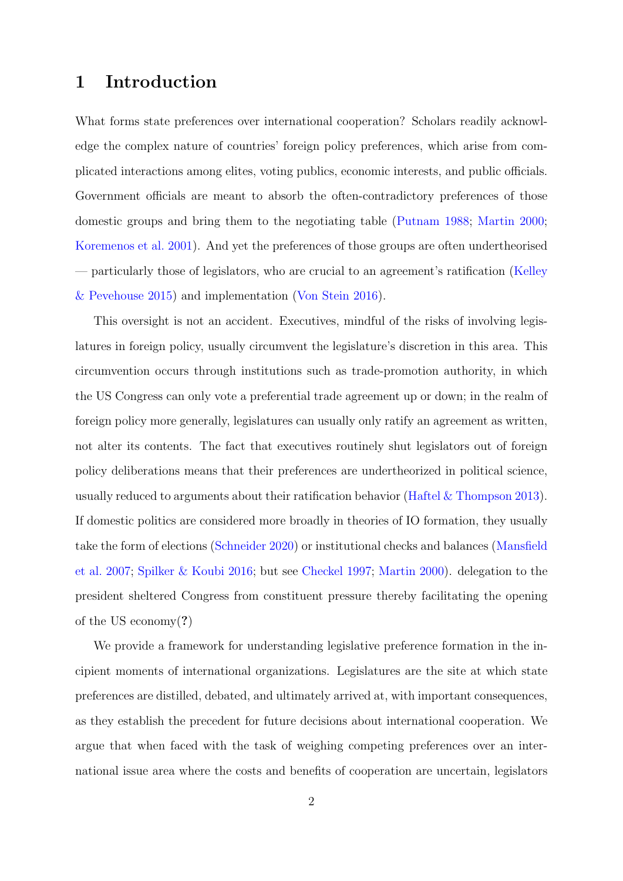# 1 Introduction

What forms state preferences over international cooperation? Scholars readily acknowledge the complex nature of countries' foreign policy preferences, which arise from complicated interactions among elites, voting publics, economic interests, and public officials. Government officials are meant to absorb the often-contradictory preferences of those domestic groups and bring them to the negotiating table (Putnam 1988; Martin 2000; Koremenos et al. 2001). And yet the preferences of those groups are often undertheorised — particularly those of legislators, who are crucial to an agreement's ratification (Kelley & Pevehouse 2015) and implementation (Von Stein 2016).

This oversight is not an accident. Executives, mindful of the risks of involving legislatures in foreign policy, usually circumvent the legislature's discretion in this area. This circumvention occurs through institutions such as trade-promotion authority, in which the US Congress can only vote a preferential trade agreement up or down; in the realm of foreign policy more generally, legislatures can usually only ratify an agreement as written, not alter its contents. The fact that executives routinely shut legislators out of foreign policy deliberations means that their preferences are undertheorized in political science, usually reduced to arguments about their ratification behavior (Haftel & Thompson 2013). If domestic politics are considered more broadly in theories of IO formation, they usually take the form of elections (Schneider 2020) or institutional checks and balances (Mansfield et al. 2007; Spilker & Koubi 2016; but see Checkel 1997; Martin 2000). delegation to the president sheltered Congress from constituent pressure thereby facilitating the opening of the US economy(**?**)

We provide a framework for understanding legislative preference formation in the incipient moments of international organizations. Legislatures are the site at which state preferences are distilled, debated, and ultimately arrived at, with important consequences, as they establish the precedent for future decisions about international cooperation. We argue that when faced with the task of weighing competing preferences over an international issue area where the costs and benefits of cooperation are uncertain, legislators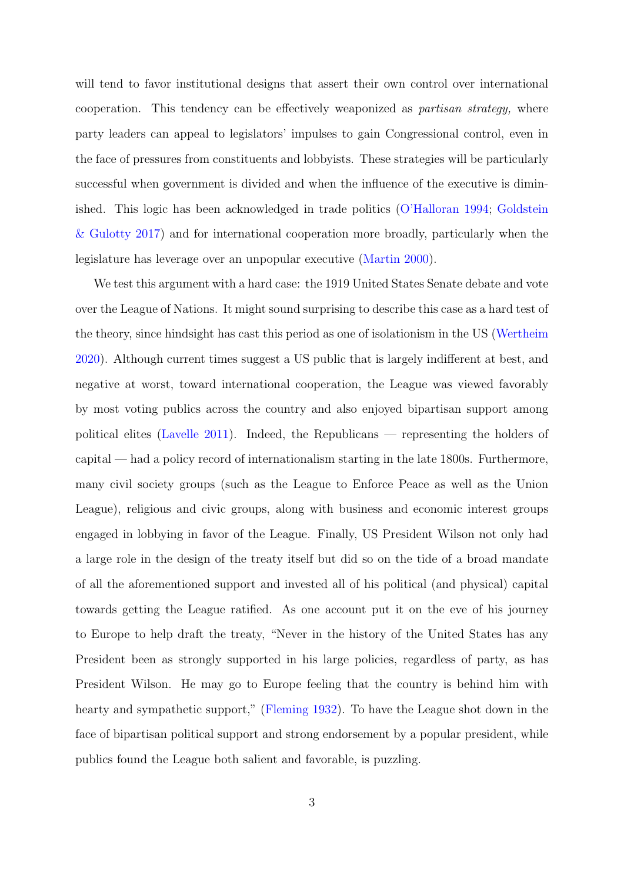will tend to favor institutional designs that assert their own control over international cooperation. This tendency can be effectively weaponized as *partisan strategy,* where party leaders can appeal to legislators' impulses to gain Congressional control, even in the face of pressures from constituents and lobbyists. These strategies will be particularly successful when government is divided and when the influence of the executive is diminished. This logic has been acknowledged in trade politics (O'Halloran 1994; Goldstein & Gulotty 2017) and for international cooperation more broadly, particularly when the legislature has leverage over an unpopular executive (Martin 2000).

We test this argument with a hard case: the 1919 United States Senate debate and vote over the League of Nations. It might sound surprising to describe this case as a hard test of the theory, since hindsight has cast this period as one of isolationism in the US (Wertheim 2020). Although current times suggest a US public that is largely indifferent at best, and negative at worst, toward international cooperation, the League was viewed favorably by most voting publics across the country and also enjoyed bipartisan support among political elites (Lavelle 2011). Indeed, the Republicans — representing the holders of capital — had a policy record of internationalism starting in the late 1800s. Furthermore, many civil society groups (such as the League to Enforce Peace as well as the Union League), religious and civic groups, along with business and economic interest groups engaged in lobbying in favor of the League. Finally, US President Wilson not only had a large role in the design of the treaty itself but did so on the tide of a broad mandate of all the aforementioned support and invested all of his political (and physical) capital towards getting the League ratified. As one account put it on the eve of his journey to Europe to help draft the treaty, "Never in the history of the United States has any President been as strongly supported in his large policies, regardless of party, as has President Wilson. He may go to Europe feeling that the country is behind him with hearty and sympathetic support," (Fleming 1932). To have the League shot down in the face of bipartisan political support and strong endorsement by a popular president, while publics found the League both salient and favorable, is puzzling.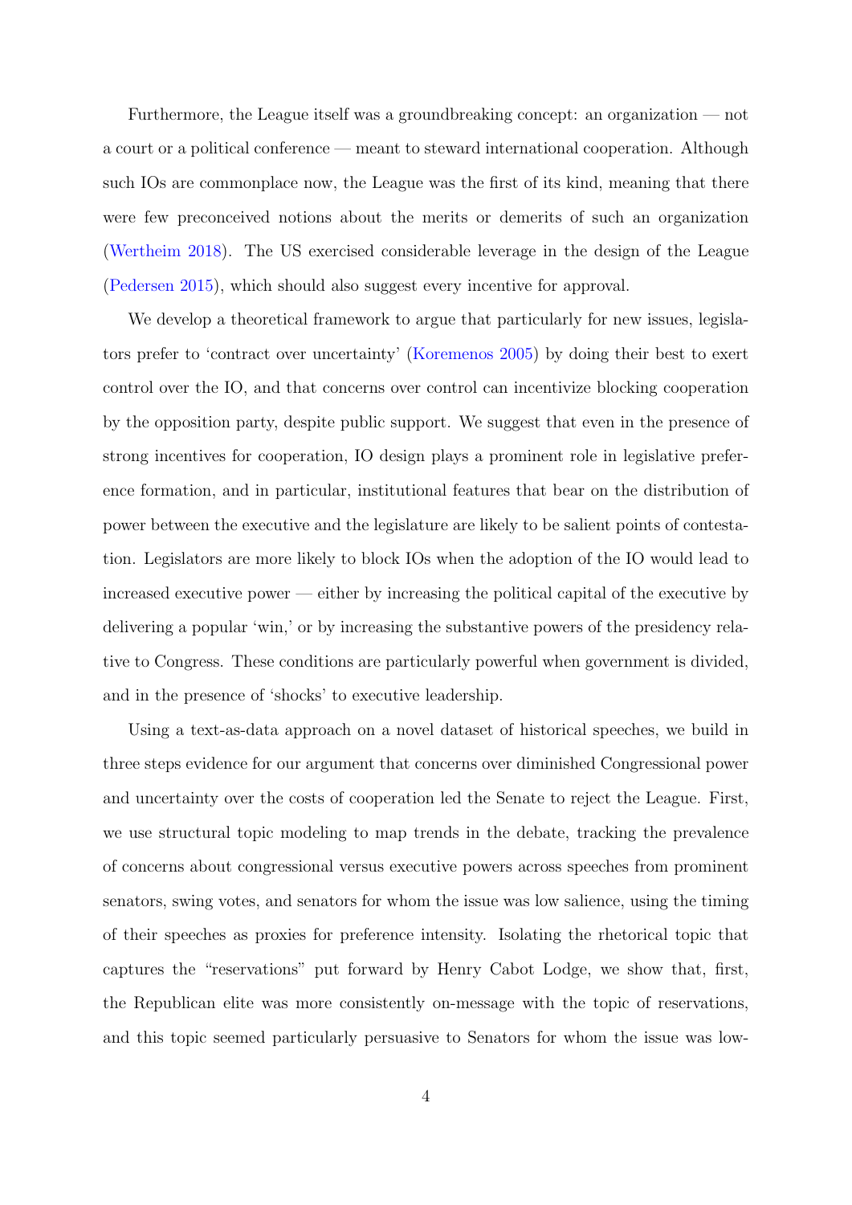Furthermore, the League itself was a groundbreaking concept: an organization — not a court or a political conference — meant to steward international cooperation. Although such IOs are commonplace now, the League was the first of its kind, meaning that there were few preconceived notions about the merits or demerits of such an organization (Wertheim 2018). The US exercised considerable leverage in the design of the League (Pedersen 2015), which should also suggest every incentive for approval.

We develop a theoretical framework to argue that particularly for new issues, legislators prefer to 'contract over uncertainty' (Koremenos 2005) by doing their best to exert control over the IO, and that concerns over control can incentivize blocking cooperation by the opposition party, despite public support. We suggest that even in the presence of strong incentives for cooperation, IO design plays a prominent role in legislative preference formation, and in particular, institutional features that bear on the distribution of power between the executive and the legislature are likely to be salient points of contestation. Legislators are more likely to block IOs when the adoption of the IO would lead to increased executive power — either by increasing the political capital of the executive by delivering a popular 'win,' or by increasing the substantive powers of the presidency relative to Congress. These conditions are particularly powerful when government is divided, and in the presence of 'shocks' to executive leadership.

Using a text-as-data approach on a novel dataset of historical speeches, we build in three steps evidence for our argument that concerns over diminished Congressional power and uncertainty over the costs of cooperation led the Senate to reject the League. First, we use structural topic modeling to map trends in the debate, tracking the prevalence of concerns about congressional versus executive powers across speeches from prominent senators, swing votes, and senators for whom the issue was low salience, using the timing of their speeches as proxies for preference intensity. Isolating the rhetorical topic that captures the "reservations" put forward by Henry Cabot Lodge, we show that, first, the Republican elite was more consistently on-message with the topic of reservations, and this topic seemed particularly persuasive to Senators for whom the issue was low-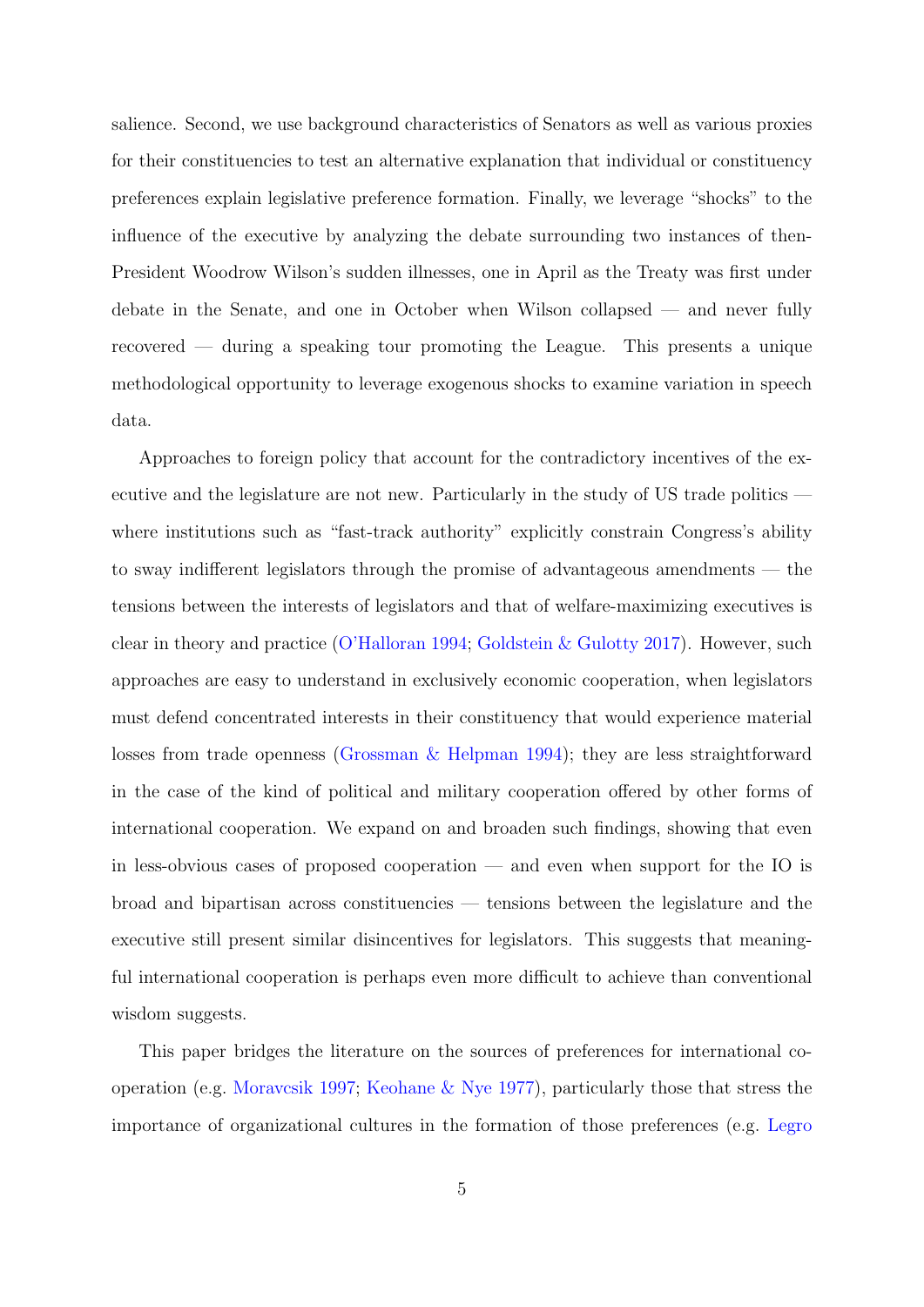salience. Second, we use background characteristics of Senators as well as various proxies for their constituencies to test an alternative explanation that individual or constituency preferences explain legislative preference formation. Finally, we leverage "shocks" to the influence of the executive by analyzing the debate surrounding two instances of then-President Woodrow Wilson's sudden illnesses, one in April as the Treaty was first under debate in the Senate, and one in October when Wilson collapsed — and never fully recovered — during a speaking tour promoting the League. This presents a unique methodological opportunity to leverage exogenous shocks to examine variation in speech data.

Approaches to foreign policy that account for the contradictory incentives of the executive and the legislature are not new. Particularly in the study of US trade politics — where institutions such as "fast-track authority" explicitly constrain Congress's ability to sway indifferent legislators through the promise of advantageous amendments — the tensions between the interests of legislators and that of welfare-maximizing executives is clear in theory and practice (O'Halloran 1994; Goldstein & Gulotty 2017). However, such approaches are easy to understand in exclusively economic cooperation, when legislators must defend concentrated interests in their constituency that would experience material losses from trade openness (Grossman & Helpman 1994); they are less straightforward in the case of the kind of political and military cooperation offered by other forms of international cooperation. We expand on and broaden such findings, showing that even in less-obvious cases of proposed cooperation — and even when support for the IO is broad and bipartisan across constituencies — tensions between the legislature and the executive still present similar disincentives for legislators. This suggests that meaningful international cooperation is perhaps even more difficult to achieve than conventional wisdom suggests.

This paper bridges the literature on the sources of preferences for international cooperation (e.g. Moravcsik 1997; Keohane & Nye 1977), particularly those that stress the importance of organizational cultures in the formation of those preferences (e.g. Legro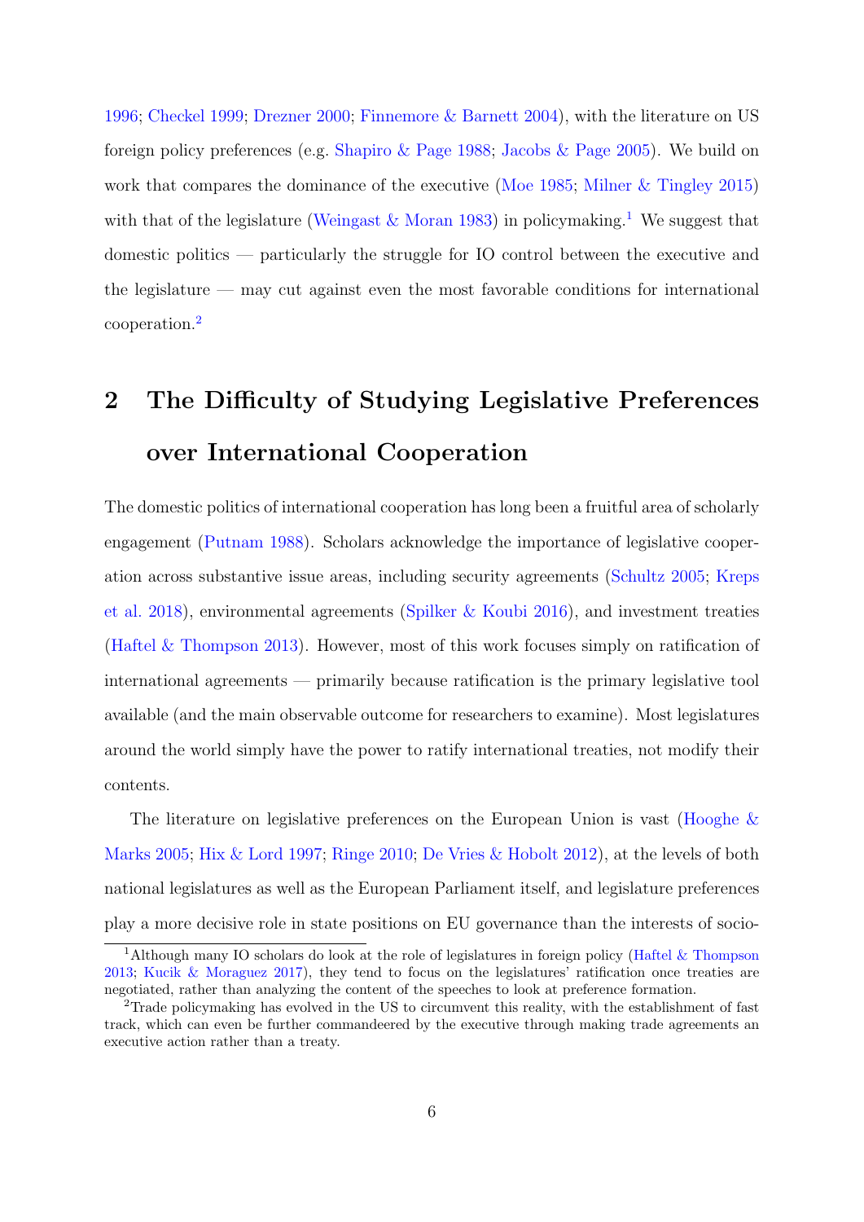1996; Checkel 1999; Drezner 2000; Finnemore & Barnett 2004), with the literature on US foreign policy preferences (e.g. Shapiro & Page 1988; Jacobs & Page 2005). We build on work that compares the dominance of the executive (Moe 1985; Milner & Tingley 2015) with that of the legislature (Weingast & Moran 1983) in policymaking.[1] We suggest that domestic politics — particularly the struggle for IO control between the executive and the legislature — may cut against even the most favorable conditions for international cooperation.[2]

## 2 The Difficulty of Studying Legislative Preferences over International Cooperation

The domestic politics of international cooperation has long been a fruitful area of scholarly engagement (Putnam 1988). Scholars acknowledge the importance of legislative cooperation across substantive issue areas, including security agreements (Schultz 2005; Kreps et al. 2018), environmental agreements (Spilker & Koubi 2016), and investment treaties (Haftel & Thompson 2013). However, most of this work focuses simply on ratification of international agreements — primarily because ratification is the primary legislative tool available (and the main observable outcome for researchers to examine). Most legislatures around the world simply have the power to ratify international treaties, not modify their contents.

The literature on legislative preferences on the European Union is vast (Hooghe & Marks 2005; Hix & Lord 1997; Ringe 2010; De Vries & Hobolt 2012), at the levels of both national legislatures as well as the European Parliament itself, and legislature preferences play a more decisive role in state positions on EU governance than the interests of socio-

[1] Although many IO scholars do look at the role of legislatures in foreign policy (Haftel & Thompson 2013; Kucik & Moraguez 2017), they tend to focus on the legislatures' ratification once treaties are negotiated, rather than analyzing the content of the speeches to look at preference formation.

[2] Trade policymaking has evolved in the US to circumvent this reality, with the establishment of fast track, which can even be further commandeered by the executive through making trade agreements an executive action rather than a treaty.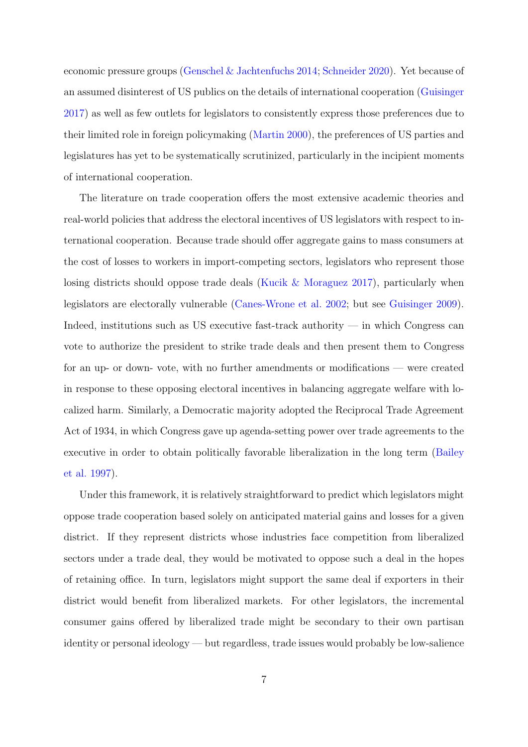economic pressure groups (Genschel & Jachtenfuchs 2014; Schneider 2020). Yet because of an assumed disinterest of US publics on the details of international cooperation (Guisinger 2017) as well as few outlets for legislators to consistently express those preferences due to their limited role in foreign policymaking (Martin 2000), the preferences of US parties and legislatures has yet to be systematically scrutinized, particularly in the incipient moments of international cooperation.

The literature on trade cooperation offers the most extensive academic theories and real-world policies that address the electoral incentives of US legislators with respect to international cooperation. Because trade should offer aggregate gains to mass consumers at the cost of losses to workers in import-competing sectors, legislators who represent those losing districts should oppose trade deals (Kucik & Moraguez 2017), particularly when legislators are electorally vulnerable (Canes-Wrone et al. 2002; but see Guisinger 2009). Indeed, institutions such as US executive fast-track authority — in which Congress can vote to authorize the president to strike trade deals and then present them to Congress for an up- or down- vote, with no further amendments or modifications — were created in response to these opposing electoral incentives in balancing aggregate welfare with localized harm. Similarly, a Democratic majority adopted the Reciprocal Trade Agreement Act of 1934, in which Congress gave up agenda-setting power over trade agreements to the executive in order to obtain politically favorable liberalization in the long term (Bailey et al. 1997).

Under this framework, it is relatively straightforward to predict which legislators might oppose trade cooperation based solely on anticipated material gains and losses for a given district. If they represent districts whose industries face competition from liberalized sectors under a trade deal, they would be motivated to oppose such a deal in the hopes of retaining office. In turn, legislators might support the same deal if exporters in their district would benefit from liberalized markets. For other legislators, the incremental consumer gains offered by liberalized trade might be secondary to their own partisan identity or personal ideology — but regardless, trade issues would probably be low-salience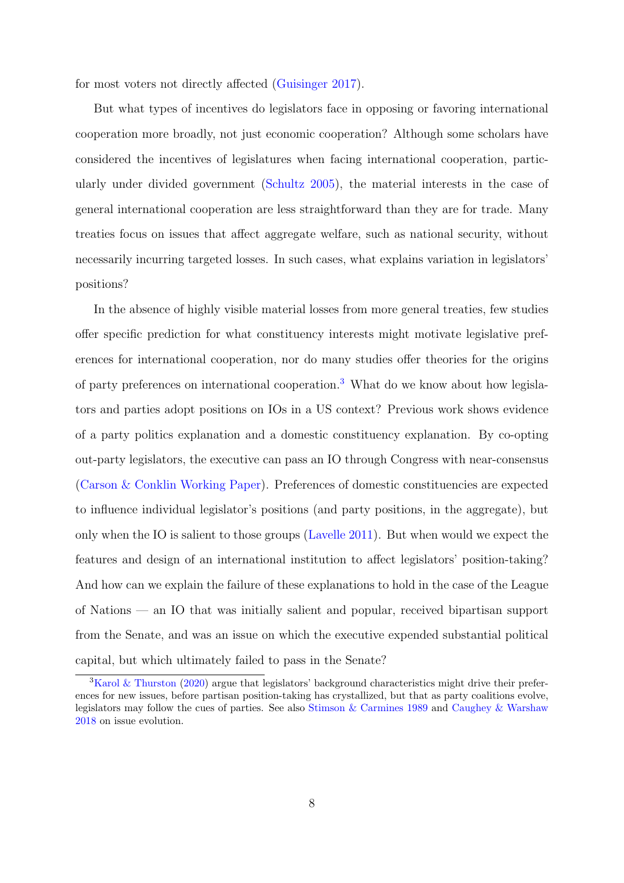for most voters not directly affected (Guisinger 2017).

But what types of incentives do legislators face in opposing or favoring international cooperation more broadly, not just economic cooperation? Although some scholars have considered the incentives of legislatures when facing international cooperation, particularly under divided government (Schultz 2005), the material interests in the case of general international cooperation are less straightforward than they are for trade. Many treaties focus on issues that affect aggregate welfare, such as national security, without necessarily incurring targeted losses. In such cases, what explains variation in legislators' positions?

In the absence of highly visible material losses from more general treaties, few studies offer specific prediction for what constituency interests might motivate legislative preferences for international cooperation, nor do many studies offer theories for the origins of party preferences on international cooperation.[3] What do we know about how legislators and parties adopt positions on IOs in a US context? Previous work shows evidence of a party politics explanation and a domestic constituency explanation. By co-opting out-party legislators, the executive can pass an IO through Congress with near-consensus (Carson & Conklin Working Paper). Preferences of domestic constituencies are expected to influence individual legislator's positions (and party positions, in the aggregate), but only when the IO is salient to those groups (Lavelle 2011). But when would we expect the features and design of an international institution to affect legislators' position-taking? And how can we explain the failure of these explanations to hold in the case of the League of Nations — an IO that was initially salient and popular, received bipartisan support from the Senate, and was an issue on which the executive expended substantial political capital, but which ultimately failed to pass in the Senate?

[3] Karol & Thurston (2020) argue that legislators' background characteristics might drive their preferences for new issues, before partisan position-taking has crystallized, but that as party coalitions evolve, legislators may follow the cues of parties. See also Stimson & Carmines 1989 and Caughey & Warshaw 2018 on issue evolution.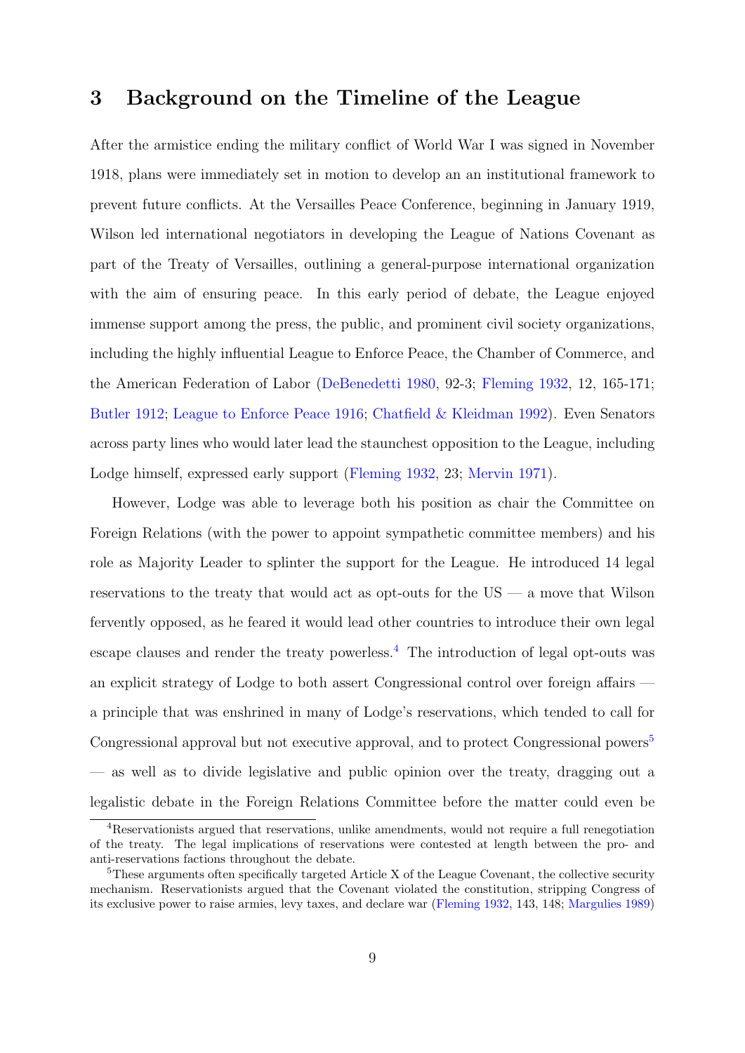## 3 Background on the Timeline of the League

After the armistice ending the military conflict of World War I was signed in November 1918, plans were immediately set in motion to develop an an institutional framework to prevent future conflicts. At the Versailles Peace Conference, beginning in January 1919, Wilson led international negotiators in developing the League of Nations Covenant as part of the Treaty of Versailles, outlining a general-purpose international organization with the aim of ensuring peace. In this early period of debate, the League enjoyed immense support among the press, the public, and prominent civil society organizations, including the highly influential League to Enforce Peace, the Chamber of Commerce, and the American Federation of Labor (DeBenedetti 1980, 92-3; Fleming 1932, 12, 165-171; Butler 1912; League to Enforce Peace 1916; Chatfield & Kleidman 1992). Even Senators across party lines who would later lead the staunchest opposition to the League, including Lodge himself, expressed early support (Fleming 1932, 23; Mervin 1971).

However, Lodge was able to leverage both his position as chair the Committee on Foreign Relations (with the power to appoint sympathetic committee members) and his role as Majority Leader to splinter the support for the League. He introduced 14 legal reservations to the treaty that would act as opt-outs for the US — a move that Wilson fervently opposed, as he feared it would lead other countries to introduce their own legal escape clauses and render the treaty powerless.[4] The introduction of legal opt-outs was an explicit strategy of Lodge to both assert Congressional control over foreign affairs — a principle that was enshrined in many of Lodge's reservations, which tended to call for Congressional approval but not executive approval, and to protect Congressional powers[5] — as well as to divide legislative and public opinion over the treaty, dragging out a legalistic debate in the Foreign Relations Committee before the matter could even be

[4]Reservationists argued that reservations, unlike amendments, would not require a full renegotiation of the treaty. The legal implications of reservations were contested at length between the pro- and anti-reservations factions throughout the debate.

[5]These arguments often specifically targeted Article X of the League Covenant, the collective security mechanism. Reservationists argued that the Covenant violated the constitution, stripping Congress of its exclusive power to raise armies, levy taxes, and declare war (Fleming 1932, 143, 148; Margulies 1989)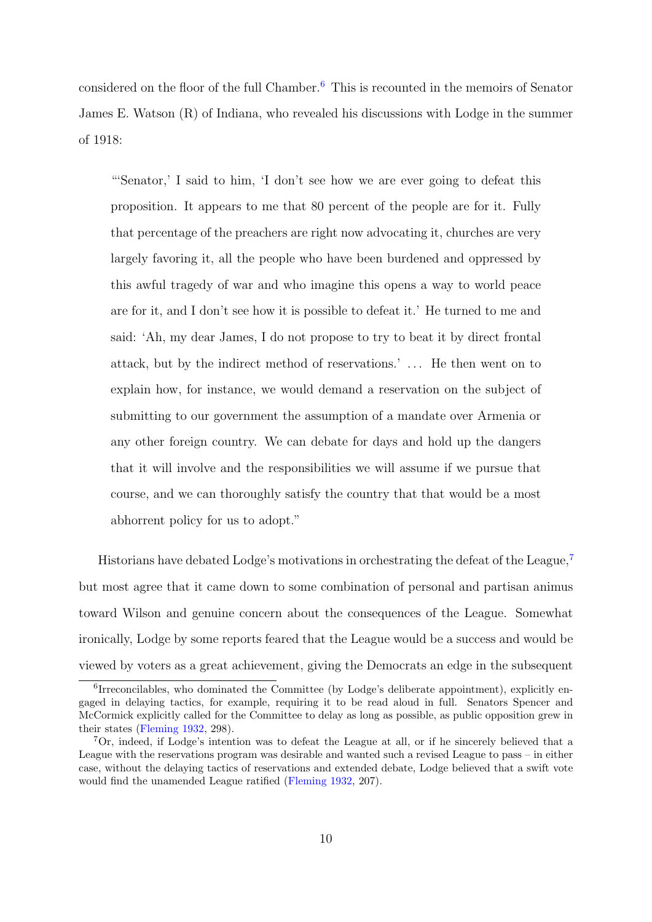considered on the floor of the full Chamber.[6] This is recounted in the memoirs of Senator James E. Watson (R) of Indiana, who revealed his discussions with Lodge in the summer of 1918:

> "'Senator,' I said to him, 'I don't see how we are ever going to defeat this proposition. It appears to me that 80 percent of the people are for it. Fully that percentage of the preachers are right now advocating it, churches are very largely favoring it, all the people who have been burdened and oppressed by this awful tragedy of war and who imagine this opens a way to world peace are for it, and I don't see how it is possible to defeat it.' He turned to me and said: 'Ah, my dear James, I do not propose to try to beat it by direct frontal attack, but by the indirect method of reservations.' ... He then went on to explain how, for instance, we would demand a reservation on the subject of submitting to our government the assumption of a mandate over Armenia or any other foreign country. We can debate for days and hold up the dangers that it will involve and the responsibilities we will assume if we pursue that course, and we can thoroughly satisfy the country that that would be a most abhorrent policy for us to adopt."

Historians have debated Lodge's motivations in orchestrating the defeat of the League,[7] but most agree that it came down to some combination of personal and partisan animus toward Wilson and genuine concern about the consequences of the League. Somewhat ironically, Lodge by some reports feared that the League would be a success and would be viewed by voters as a great achievement, giving the Democrats an edge in the subsequent

[6] Irreconcilables, who dominated the Committee (by Lodge's deliberate appointment), explicitly engaged in delaying tactics, for example, requiring it to be read aloud in full. Senators Spencer and McCormick explicitly called for the Committee to delay as long as possible, as public opposition grew in their states (Fleming 1932, 298).

[7] Or, indeed, if Lodge's intention was to defeat the League at all, or if he sincerely believed that a League with the reservations program was desirable and wanted such a revised League to pass – in either case, without the delaying tactics of reservations and extended debate, Lodge believed that a swift vote would find the unamended League ratified (Fleming 1932, 207).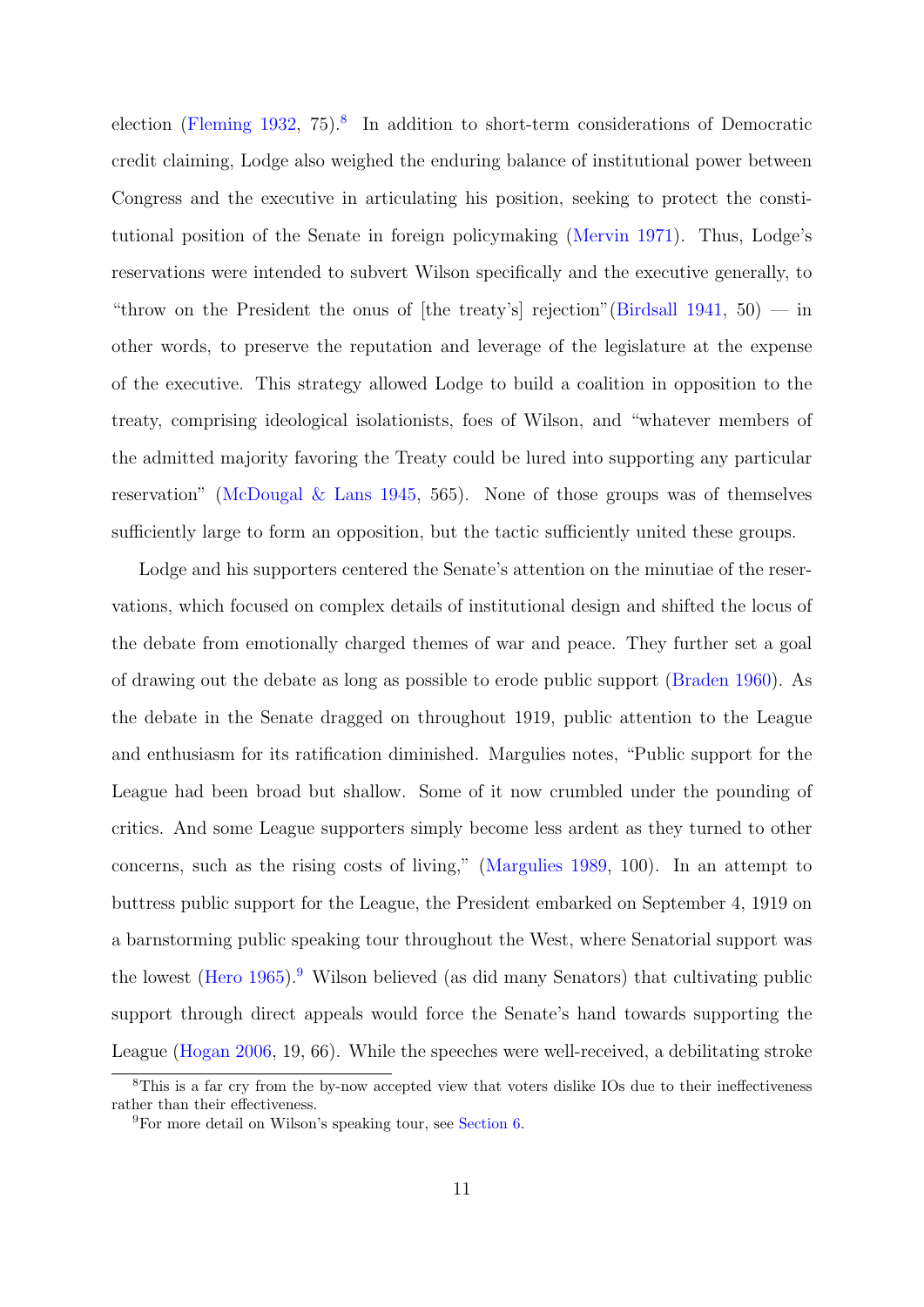election (Fleming 1932, 75).[8] In addition to short-term considerations of Democratic credit claiming, Lodge also weighed the enduring balance of institutional power between Congress and the executive in articulating his position, seeking to protect the constitutional position of the Senate in foreign policymaking (Mervin 1971). Thus, Lodge's reservations were intended to subvert Wilson specifically and the executive generally, to "throw on the President the onus of [the treaty's] rejection"(Birdsall 1941, 50) — in other words, to preserve the reputation and leverage of the legislature at the expense of the executive. This strategy allowed Lodge to build a coalition in opposition to the treaty, comprising ideological isolationists, foes of Wilson, and "whatever members of the admitted majority favoring the Treaty could be lured into supporting any particular reservation" (McDougal & Lans 1945, 565). None of those groups was of themselves sufficiently large to form an opposition, but the tactic sufficiently united these groups.

Lodge and his supporters centered the Senate's attention on the minutiae of the reservations, which focused on complex details of institutional design and shifted the locus of the debate from emotionally charged themes of war and peace. They further set a goal of drawing out the debate as long as possible to erode public support (Braden 1960). As the debate in the Senate dragged on throughout 1919, public attention to the League and enthusiasm for its ratification diminished. Margulies notes, "Public support for the League had been broad but shallow. Some of it now crumbled under the pounding of critics. And some League supporters simply become less ardent as they turned to other concerns, such as the rising costs of living," (Margulies 1989, 100). In an attempt to buttress public support for the League, the President embarked on September 4, 1919 on a barnstorming public speaking tour throughout the West, where Senatorial support was the lowest (Hero 1965).[9] Wilson believed (as did many Senators) that cultivating public support through direct appeals would force the Senate's hand towards supporting the League (Hogan 2006, 19, 66). While the speeches were well-received, a debilitating stroke

[8] This is a far cry from the by-now accepted view that voters dislike IOs due to their ineffectiveness rather than their effectiveness.

[9] For more detail on Wilson's speaking tour, see Section 6.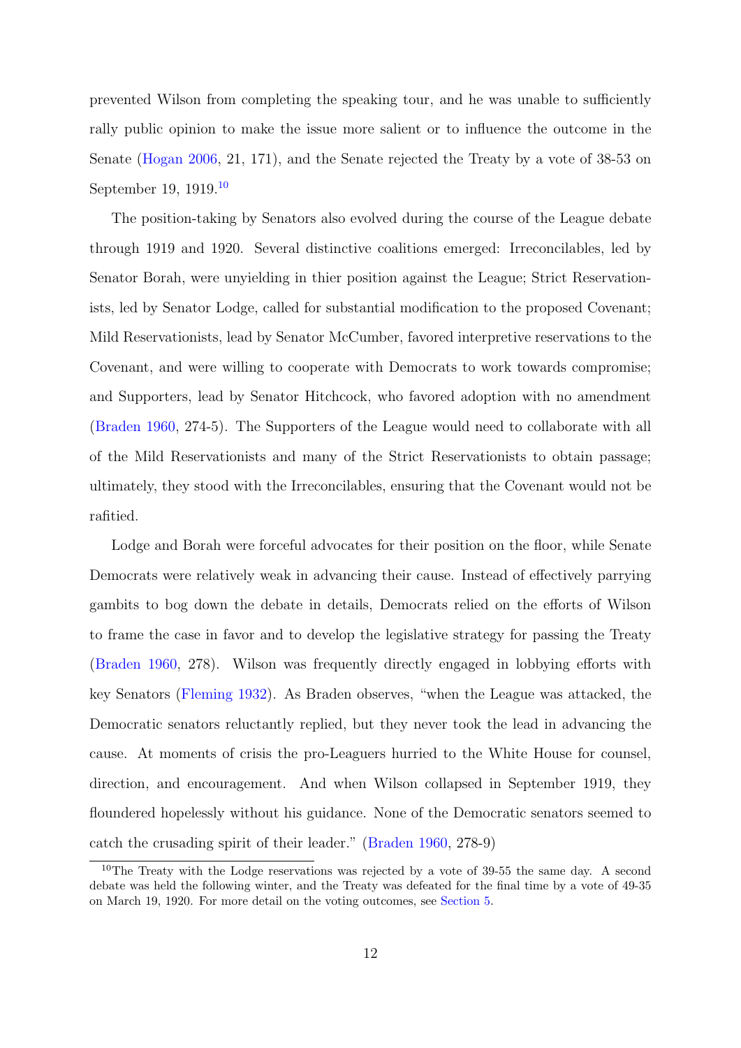prevented Wilson from completing the speaking tour, and he was unable to sufficiently rally public opinion to make the issue more salient or to influence the outcome in the Senate (Hogan 2006, 21, 171), and the Senate rejected the Treaty by a vote of 38-53 on September 19, 1919.[10]

The position-taking by Senators also evolved during the course of the League debate through 1919 and 1920. Several distinctive coalitions emerged: Irreconcilables, led by Senator Borah, were unyielding in thier position against the League; Strict Reservationists, led by Senator Lodge, called for substantial modification to the proposed Covenant; Mild Reservationists, lead by Senator McCumber, favored interpretive reservations to the Covenant, and were willing to cooperate with Democrats to work towards compromise; and Supporters, lead by Senator Hitchcock, who favored adoption with no amendment (Braden 1960, 274-5). The Supporters of the League would need to collaborate with all of the Mild Reservationists and many of the Strict Reservationists to obtain passage; ultimately, they stood with the Irreconcilables, ensuring that the Covenant would not be rafitied.

Lodge and Borah were forceful advocates for their position on the floor, while Senate Democrats were relatively weak in advancing their cause. Instead of effectively parrying gambits to bog down the debate in details, Democrats relied on the efforts of Wilson to frame the case in favor and to develop the legislative strategy for passing the Treaty (Braden 1960, 278). Wilson was frequently directly engaged in lobbying efforts with key Senators (Fleming 1932). As Braden observes, "when the League was attacked, the Democratic senators reluctantly replied, but they never took the lead in advancing the cause. At moments of crisis the pro-Leaguers hurried to the White House for counsel, direction, and encouragement. And when Wilson collapsed in September 1919, they floundered hopelessly without his guidance. None of the Democratic senators seemed to catch the crusading spirit of their leader." (Braden 1960, 278-9)

[10] The Treaty with the Lodge reservations was rejected by a vote of 39-55 the same day. A second debate was held the following winter, and the Treaty was defeated for the final time by a vote of 49-35 on March 19, 1920. For more detail on the voting outcomes, see Section 5.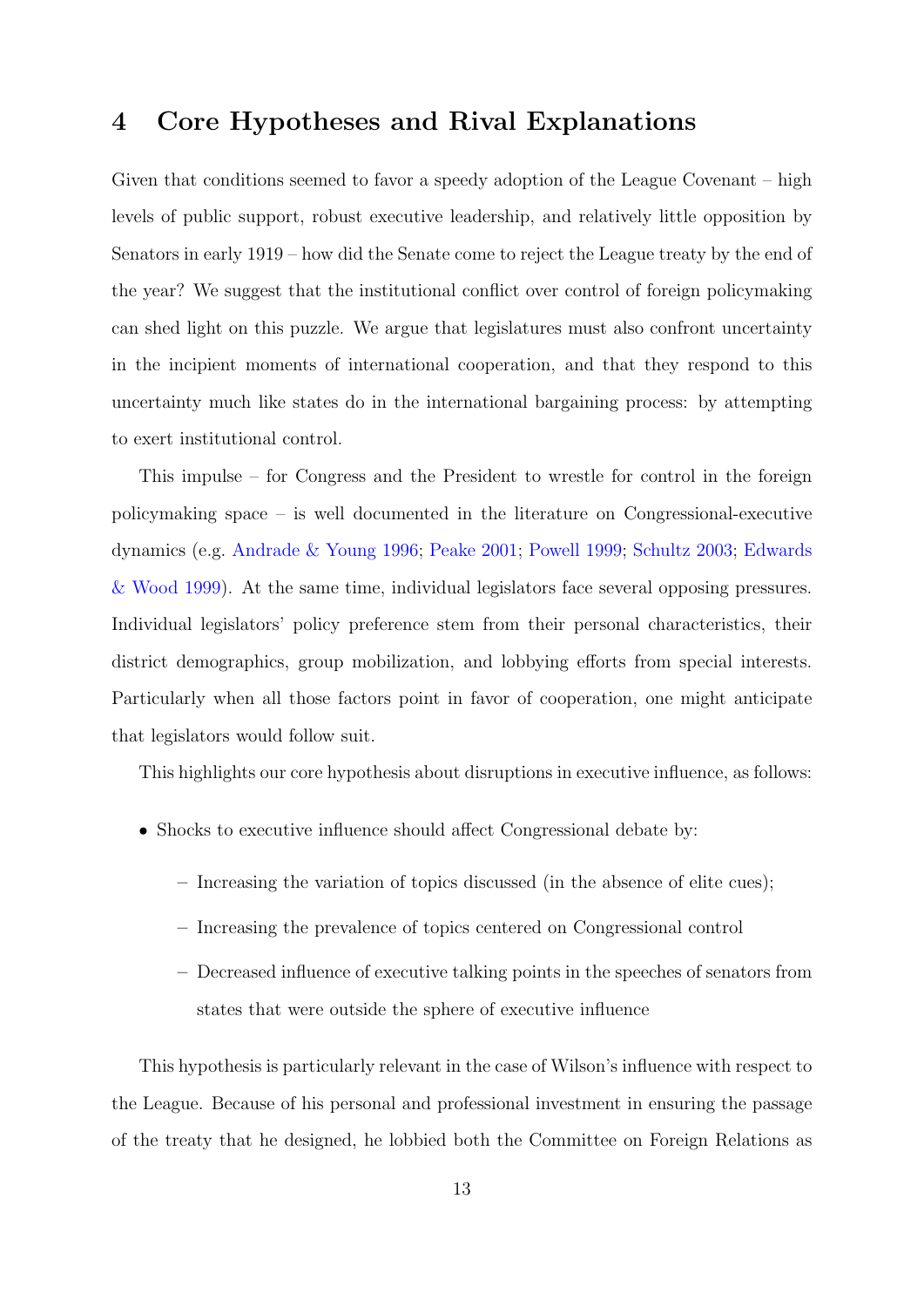## 4 Core Hypotheses and Rival Explanations

Given that conditions seemed to favor a speedy adoption of the League Covenant – high levels of public support, robust executive leadership, and relatively little opposition by Senators in early 1919 – how did the Senate come to reject the League treaty by the end of the year? We suggest that the institutional conflict over control of foreign policymaking can shed light on this puzzle. We argue that legislatures must also confront uncertainty in the incipient moments of international cooperation, and that they respond to this uncertainty much like states do in the international bargaining process: by attempting to exert institutional control.

This impulse – for Congress and the President to wrestle for control in the foreign policymaking space – is well documented in the literature on Congressional-executive dynamics (e.g. Andrade & Young 1996; Peake 2001; Powell 1999; Schultz 2003; Edwards & Wood 1999). At the same time, individual legislators face several opposing pressures. Individual legislators' policy preference stem from their personal characteristics, their district demographics, group mobilization, and lobbying efforts from special interests. Particularly when all those factors point in favor of cooperation, one might anticipate that legislators would follow suit.

This highlights our core hypothesis about disruptions in executive influence, as follows:

- Shocks to executive influence should affect Congressional debate by:
  - Increasing the variation of topics discussed (in the absence of elite cues);
  - Increasing the prevalence of topics centered on Congressional control
  - Decreased influence of executive talking points in the speeches of senators from states that were outside the sphere of executive influence

This hypothesis is particularly relevant in the case of Wilson's influence with respect to the League. Because of his personal and professional investment in ensuring the passage of the treaty that he designed, he lobbied both the Committee on Foreign Relations as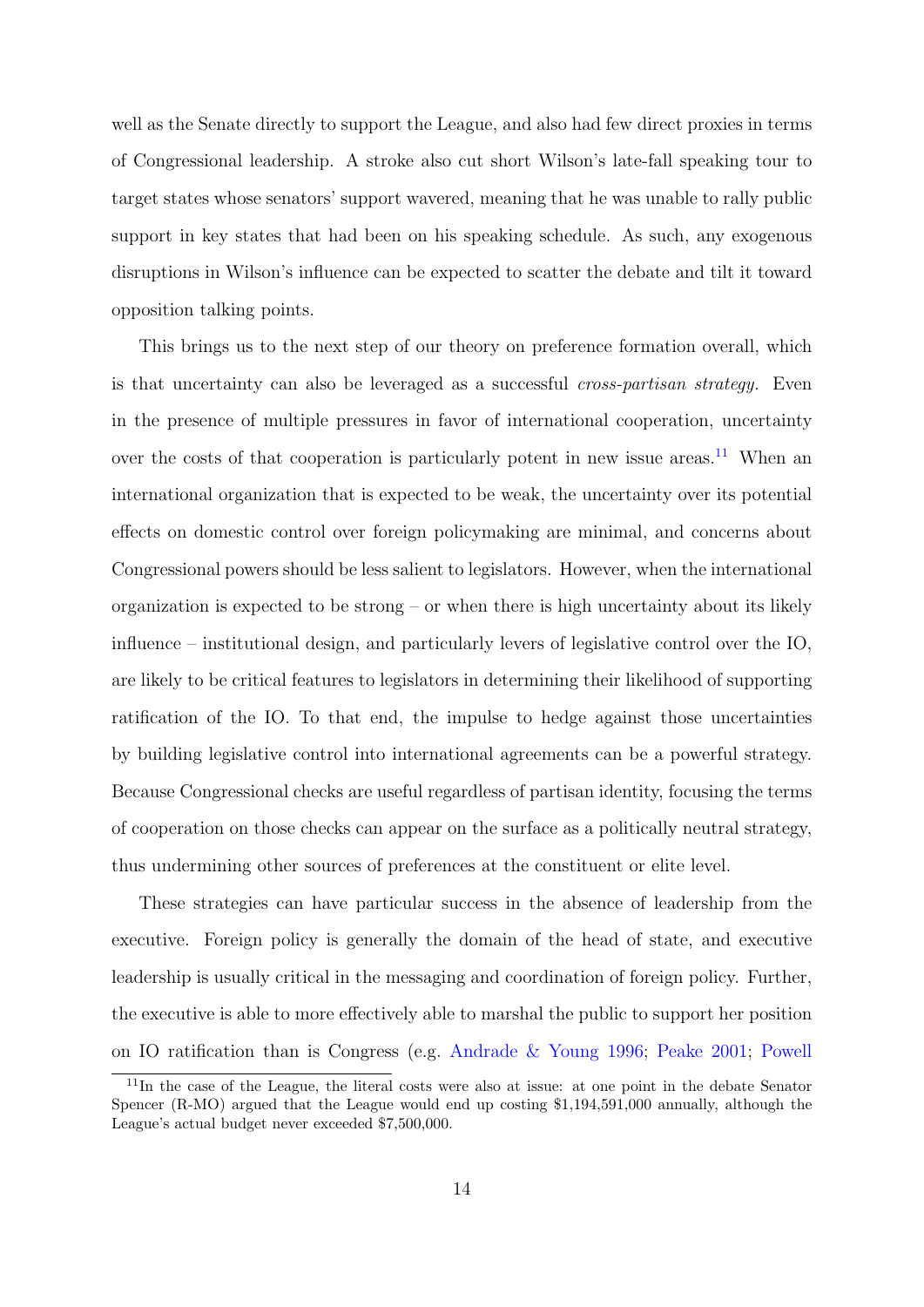well as the Senate directly to support the League, and also had few direct proxies in terms of Congressional leadership. A stroke also cut short Wilson's late-fall speaking tour to target states whose senators' support wavered, meaning that he was unable to rally public support in key states that had been on his speaking schedule. As such, any exogenous disruptions in Wilson's influence can be expected to scatter the debate and tilt it toward opposition talking points.

This brings us to the next step of our theory on preference formation overall, which is that uncertainty can also be leveraged as a successful *cross-partisan strategy*. Even in the presence of multiple pressures in favor of international cooperation, uncertainty over the costs of that cooperation is particularly potent in new issue areas.[11] When an international organization that is expected to be weak, the uncertainty over its potential effects on domestic control over foreign policymaking are minimal, and concerns about Congressional powers should be less salient to legislators. However, when the international organization is expected to be strong – or when there is high uncertainty about its likely influence – institutional design, and particularly levers of legislative control over the IO, are likely to be critical features to legislators in determining their likelihood of supporting ratification of the IO. To that end, the impulse to hedge against those uncertainties by building legislative control into international agreements can be a powerful strategy. Because Congressional checks are useful regardless of partisan identity, focusing the terms of cooperation on those checks can appear on the surface as a politically neutral strategy, thus undermining other sources of preferences at the constituent or elite level.

These strategies can have particular success in the absence of leadership from the executive. Foreign policy is generally the domain of the head of state, and executive leadership is usually critical in the messaging and coordination of foreign policy. Further, the executive is able to more effectively able to marshal the public to support her position on IO ratification than is Congress (e.g. Andrade & Young 1996; Peake 2001; Powell

[11] In the case of the League, the literal costs were also at issue: at one point in the debate Senator Spencer (R-MO) argued that the League would end up costing $1,194,591,000 annually, although the League's actual budget never exceeded $7,500,000.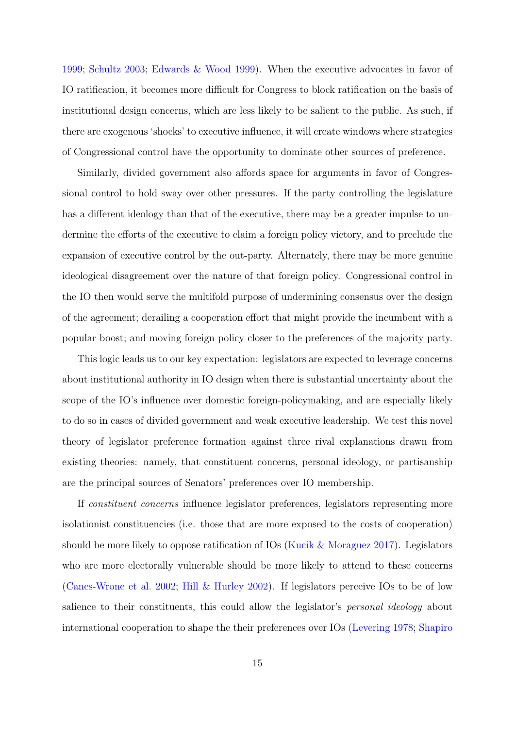1999; Schultz 2003; Edwards & Wood 1999). When the executive advocates in favor of IO ratification, it becomes more difficult for Congress to block ratification on the basis of institutional design concerns, which are less likely to be salient to the public. As such, if there are exogenous 'shocks' to executive influence, it will create windows where strategies of Congressional control have the opportunity to dominate other sources of preference.

Similarly, divided government also affords space for arguments in favor of Congressional control to hold sway over other pressures. If the party controlling the legislature has a different ideology than that of the executive, there may be a greater impulse to undermine the efforts of the executive to claim a foreign policy victory, and to preclude the expansion of executive control by the out-party. Alternately, there may be more genuine ideological disagreement over the nature of that foreign policy. Congressional control in the IO then would serve the multifold purpose of undermining consensus over the design of the agreement; derailing a cooperation effort that might provide the incumbent with a popular boost; and moving foreign policy closer to the preferences of the majority party.

This logic leads us to our key expectation: legislators are expected to leverage concerns about institutional authority in IO design when there is substantial uncertainty about the scope of the IO's influence over domestic foreign-policymaking, and are especially likely to do so in cases of divided government and weak executive leadership. We test this novel theory of legislator preference formation against three rival explanations drawn from existing theories: namely, that constituent concerns, personal ideology, or partisanship are the principal sources of Senators' preferences over IO membership.

If *constituent concerns* influence legislator preferences, legislators representing more isolationist constituencies (i.e. those that are more exposed to the costs of cooperation) should be more likely to oppose ratification of IOs (Kucik & Moraguez 2017). Legislators who are more electorally vulnerable should be more likely to attend to these concerns (Canes-Wrone et al. 2002; Hill & Hurley 2002). If legislators perceive IOs to be of low salience to their constituents, this could allow the legislator's *personal ideology* about international cooperation to shape the their preferences over IOs (Levering 1978; Shapiro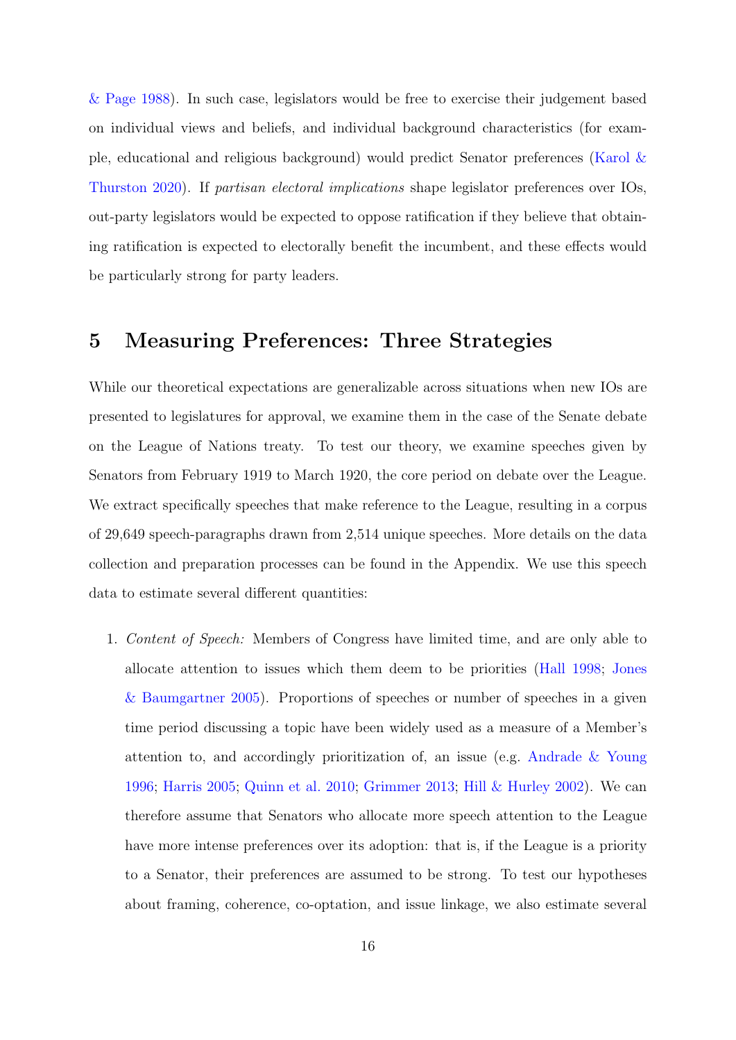& Page 1988). In such case, legislators would be free to exercise their judgement based on individual views and beliefs, and individual background characteristics (for example, educational and religious background) would predict Senator preferences (Karol & Thurston 2020). If *partisan electoral implications* shape legislator preferences over IOs, out-party legislators would be expected to oppose ratification if they believe that obtaining ratification is expected to electorally benefit the incumbent, and these effects would be particularly strong for party leaders.

# 5 Measuring Preferences: Three Strategies

While our theoretical expectations are generalizable across situations when new IOs are presented to legislatures for approval, we examine them in the case of the Senate debate on the League of Nations treaty. To test our theory, we examine speeches given by Senators from February 1919 to March 1920, the core period on debate over the League. We extract specifically speeches that make reference to the League, resulting in a corpus of 29,649 speech-paragraphs drawn from 2,514 unique speeches. More details on the data collection and preparation processes can be found in the Appendix. We use this speech data to estimate several different quantities:

1. *Content of Speech:* Members of Congress have limited time, and are only able to allocate attention to issues which them deem to be priorities (Hall 1998; Jones & Baumgartner 2005). Proportions of speeches or number of speeches in a given time period discussing a topic have been widely used as a measure of a Member's attention to, and accordingly prioritization of, an issue (e.g. Andrade & Young 1996; Harris 2005; Quinn et al. 2010; Grimmer 2013; Hill & Hurley 2002). We can therefore assume that Senators who allocate more speech attention to the League have more intense preferences over its adoption: that is, if the League is a priority to a Senator, their preferences are assumed to be strong. To test our hypotheses about framing, coherence, co-optation, and issue linkage, we also estimate several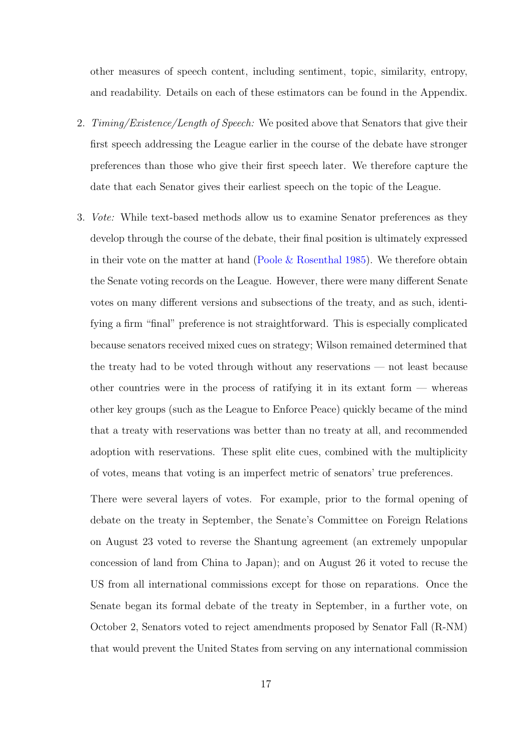other measures of speech content, including sentiment, topic, similarity, entropy, and readability. Details on each of these estimators can be found in the Appendix.

2. *Timing/Existence/Length of Speech:* We posited above that Senators that give their first speech addressing the League earlier in the course of the debate have stronger preferences than those who give their first speech later. We therefore capture the date that each Senator gives their earliest speech on the topic of the League.

3. *Vote:* While text-based methods allow us to examine Senator preferences as they develop through the course of the debate, their final position is ultimately expressed in their vote on the matter at hand (Poole & Rosenthal 1985). We therefore obtain the Senate voting records on the League. However, there were many different Senate votes on many different versions and subsections of the treaty, and as such, identifying a firm "final" preference is not straightforward. This is especially complicated because senators received mixed cues on strategy; Wilson remained determined that the treaty had to be voted through without any reservations — not least because other countries were in the process of ratifying it in its extant form — whereas other key groups (such as the League to Enforce Peace) quickly became of the mind that a treaty with reservations was better than no treaty at all, and recommended adoption with reservations. These split elite cues, combined with the multiplicity of votes, means that voting is an imperfect metric of senators' true preferences.

   There were several layers of votes. For example, prior to the formal opening of debate on the treaty in September, the Senate's Committee on Foreign Relations on August 23 voted to reverse the Shantung agreement (an extremely unpopular concession of land from China to Japan); and on August 26 it voted to recuse the US from all international commissions except for those on reparations. Once the Senate began its formal debate of the treaty in September, in a further vote, on October 2, Senators voted to reject amendments proposed by Senator Fall (R-NM) that would prevent the United States from serving on any international commission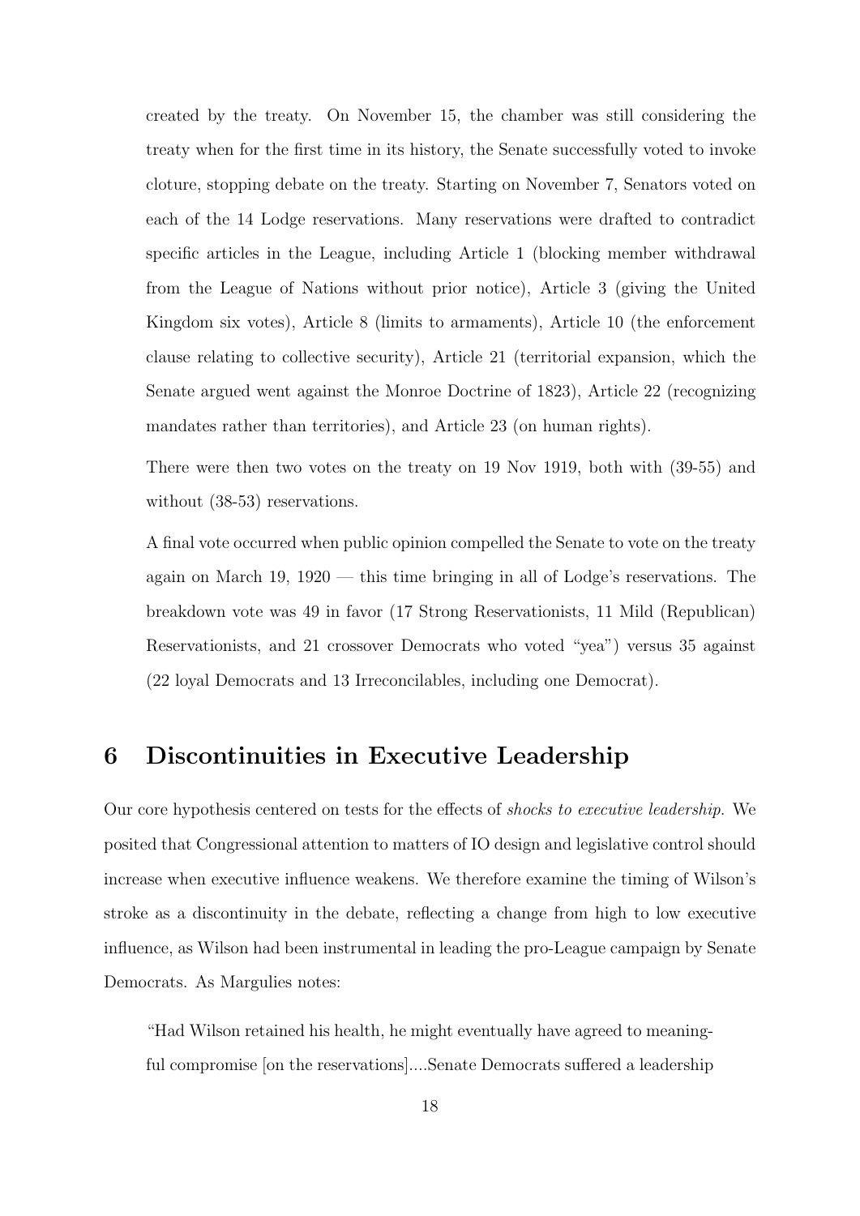created by the treaty. On November 15, the chamber was still considering the treaty when for the first time in its history, the Senate successfully voted to invoke cloture, stopping debate on the treaty. Starting on November 7, Senators voted on each of the 14 Lodge reservations. Many reservations were drafted to contradict specific articles in the League, including Article 1 (blocking member withdrawal from the League of Nations without prior notice), Article 3 (giving the United Kingdom six votes), Article 8 (limits to armaments), Article 10 (the enforcement clause relating to collective security), Article 21 (territorial expansion, which the Senate argued went against the Monroe Doctrine of 1823), Article 22 (recognizing mandates rather than territories), and Article 23 (on human rights).

There were then two votes on the treaty on 19 Nov 1919, both with (39-55) and without (38-53) reservations.

A final vote occurred when public opinion compelled the Senate to vote on the treaty again on March 19, 1920 — this time bringing in all of Lodge's reservations. The breakdown vote was 49 in favor (17 Strong Reservationists, 11 Mild (Republican) Reservationists, and 21 crossover Democrats who voted "yea") versus 35 against (22 loyal Democrats and 13 Irreconcilables, including one Democrat).

# 6 Discontinuities in Executive Leadership

Our core hypothesis centered on tests for the effects of *shocks to executive leadership*. We posited that Congressional attention to matters of IO design and legislative control should increase when executive influence weakens. We therefore examine the timing of Wilson's stroke as a discontinuity in the debate, reflecting a change from high to low executive influence, as Wilson had been instrumental in leading the pro-League campaign by Senate Democrats. As Margulies notes:

> "Had Wilson retained his health, he might eventually have agreed to meaningful compromise [on the reservations]....Senate Democrats suffered a leadership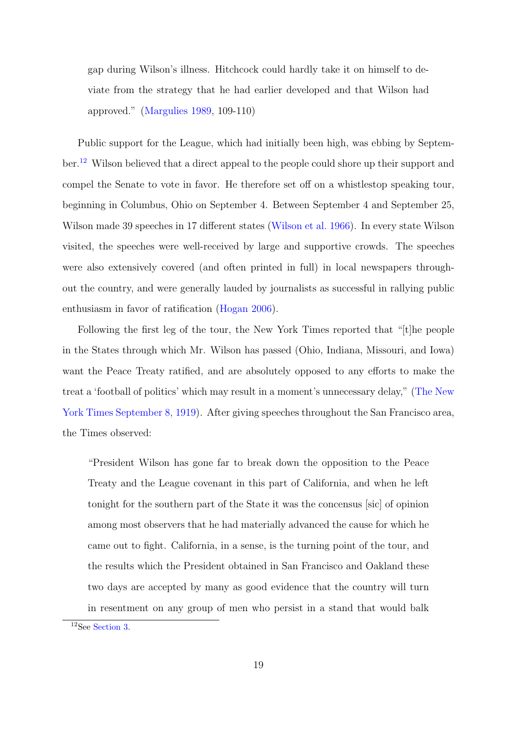> gap during Wilson's illness. Hitchcock could hardly take it on himself to deviate from the strategy that he had earlier developed and that Wilson had approved." (Margulies 1989, 109-110)

Public support for the League, which had initially been high, was ebbing by September.[12] Wilson believed that a direct appeal to the people could shore up their support and compel the Senate to vote in favor. He therefore set off on a whistlestop speaking tour, beginning in Columbus, Ohio on September 4. Between September 4 and September 25, Wilson made 39 speeches in 17 different states (Wilson et al. 1966). In every state Wilson visited, the speeches were well-received by large and supportive crowds. The speeches were also extensively covered (and often printed in full) in local newspapers throughout the country, and were generally lauded by journalists as successful in rallying public enthusiasm in favor of ratification (Hogan 2006).

Following the first leg of the tour, the New York Times reported that "[t]he people in the States through which Mr. Wilson has passed (Ohio, Indiana, Missouri, and Iowa) want the Peace Treaty ratified, and are absolutely opposed to any efforts to make the treat a 'football of politics' which may result in a moment's unnecessary delay," (The New York Times September 8, 1919). After giving speeches throughout the San Francisco area, the Times observed:

> "President Wilson has gone far to break down the opposition to the Peace Treaty and the League covenant in this part of California, and when he left tonight for the southern part of the State it was the concensus [sic] of opinion among most observers that he had materially advanced the cause for which he came out to fight. California, in a sense, is the turning point of the tour, and the results which the President obtained in San Francisco and Oakland these two days are accepted by many as good evidence that the country will turn in resentment on any group of men who persist in a stand that would balk

[12] See Section 3.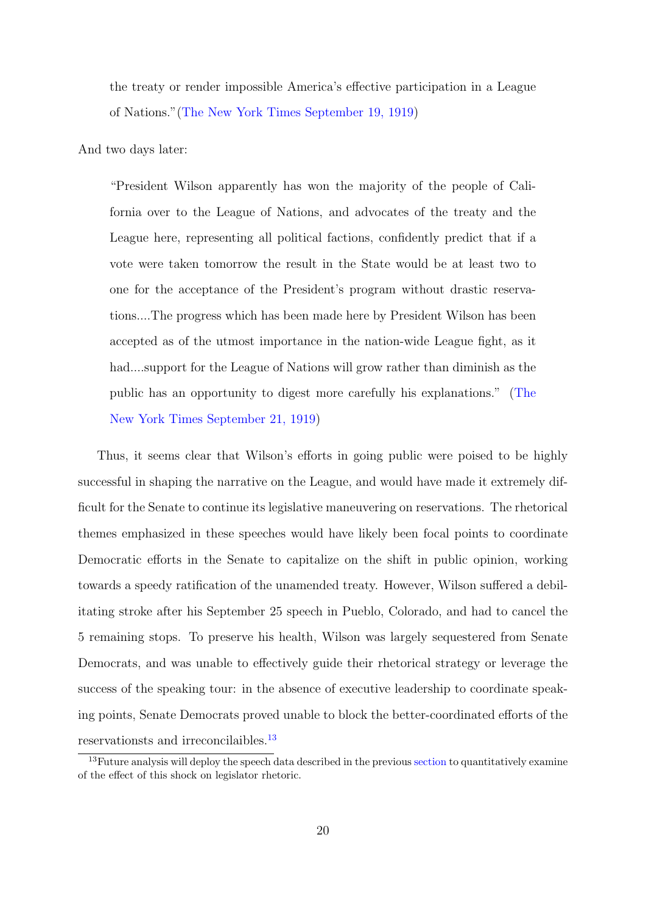> the treaty or render impossible America's effective participation in a League of Nations."(The New York Times September 19, 1919)

And two days later:

> "President Wilson apparently has won the majority of the people of California over to the League of Nations, and advocates of the treaty and the League here, representing all political factions, confidently predict that if a vote were taken tomorrow the result in the State would be at least two to one for the acceptance of the President's program without drastic reservations....The progress which has been made here by President Wilson has been accepted as of the utmost importance in the nation-wide League fight, as it had....support for the League of Nations will grow rather than diminish as the public has an opportunity to digest more carefully his explanations." (The New York Times September 21, 1919)

Thus, it seems clear that Wilson's efforts in going public were poised to be highly successful in shaping the narrative on the League, and would have made it extremely difficult for the Senate to continue its legislative maneuvering on reservations. The rhetorical themes emphasized in these speeches would have likely been focal points to coordinate Democratic efforts in the Senate to capitalize on the shift in public opinion, working towards a speedy ratification of the unamended treaty. However, Wilson suffered a debilitating stroke after his September 25 speech in Pueblo, Colorado, and had to cancel the 5 remaining stops. To preserve his health, Wilson was largely sequestered from Senate Democrats, and was unable to effectively guide their rhetorical strategy or leverage the success of the speaking tour: in the absence of executive leadership to coordinate speaking points, Senate Democrats proved unable to block the better-coordinated efforts of the reservationsts and irreconcilaibles.[13]

[13] Future analysis will deploy the speech data described in the previous section to quantitatively examine of the effect of this shock on legislator rhetoric.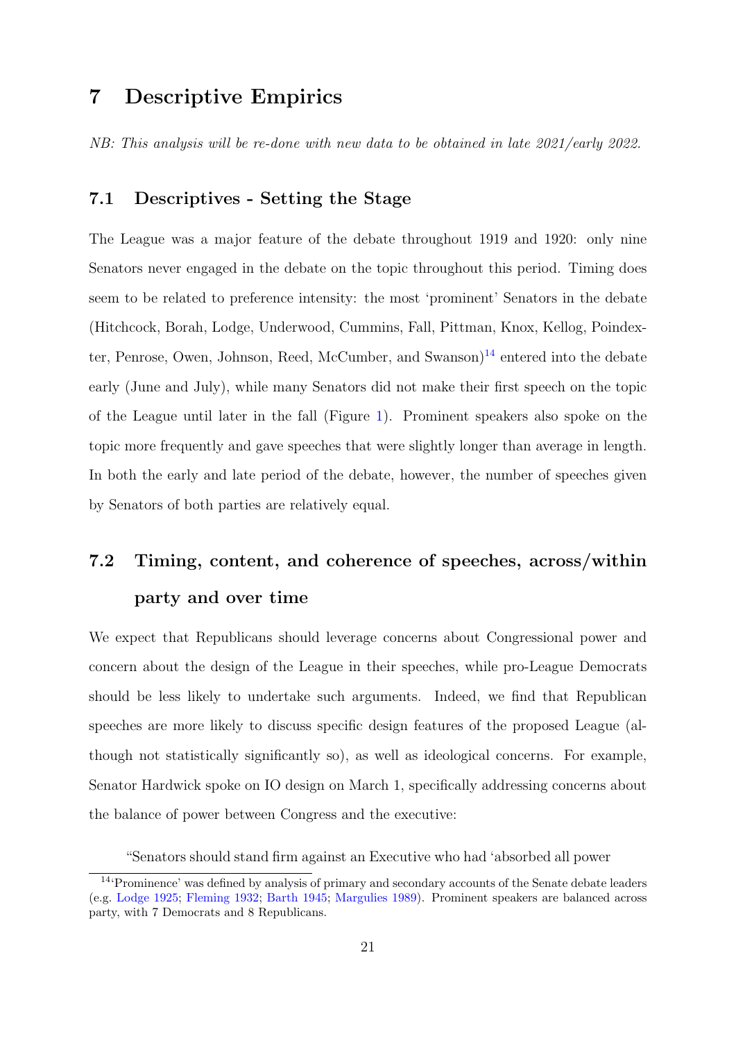# 7 Descriptive Empirics

*NB: This analysis will be re-done with new data to be obtained in late 2021/early 2022.*

## 7.1 Descriptives - Setting the Stage

The League was a major feature of the debate throughout 1919 and 1920: only nine Senators never engaged in the debate on the topic throughout this period. Timing does seem to be related to preference intensity: the most 'prominent' Senators in the debate (Hitchcock, Borah, Lodge, Underwood, Cummins, Fall, Pittman, Knox, Kellog, Poindexter, Penrose, Owen, Johnson, Reed, McCumber, and Swanson)[14] entered into the debate early (June and July), while many Senators did not make their first speech on the topic of the League until later in the fall (Figure 1). Prominent speakers also spoke on the topic more frequently and gave speeches that were slightly longer than average in length. In both the early and late period of the debate, however, the number of speeches given by Senators of both parties are relatively equal.

## 7.2 Timing, content, and coherence of speeches, across/within party and over time

We expect that Republicans should leverage concerns about Congressional power and concern about the design of the League in their speeches, while pro-League Democrats should be less likely to undertake such arguments. Indeed, we find that Republican speeches are more likely to discuss specific design features of the proposed League (although not statistically significantly so), as well as ideological concerns. For example, Senator Hardwick spoke on IO design on March 1, specifically addressing concerns about the balance of power between Congress and the executive:

"Senators should stand firm against an Executive who had 'absorbed all power

[14]'Prominence' was defined by analysis of primary and secondary accounts of the Senate debate leaders (e.g. Lodge 1925; Fleming 1932; Barth 1945; Margulies 1989). Prominent speakers are balanced across party, with 7 Democrats and 8 Republicans.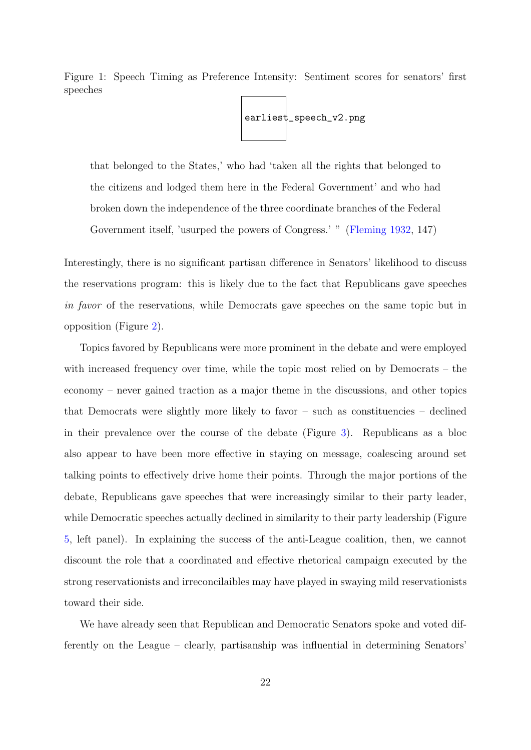Figure 1: Speech Timing as Preference Intensity: Sentiment scores for senators' first speeches

earliest_speech_v2.png

> that belonged to the States,' who had 'taken all the rights that belonged to the citizens and lodged them here in the Federal Government' and who had broken down the independence of the three coordinate branches of the Federal Government itself, 'usurped the powers of Congress.' " (Fleming 1932, 147)

Interestingly, there is no significant partisan difference in Senators' likelihood to discuss the reservations program: this is likely due to the fact that Republicans gave speeches *in favor* of the reservations, while Democrats gave speeches on the same topic but in opposition (Figure 2).

Topics favored by Republicans were more prominent in the debate and were employed with increased frequency over time, while the topic most relied on by Democrats – the economy – never gained traction as a major theme in the discussions, and other topics that Democrats were slightly more likely to favor – such as constituencies – declined in their prevalence over the course of the debate (Figure 3). Republicans as a bloc also appear to have been more effective in staying on message, coalescing around set talking points to effectively drive home their points. Through the major portions of the debate, Republicans gave speeches that were increasingly similar to their party leader, while Democratic speeches actually declined in similarity to their party leadership (Figure 5, left panel). In explaining the success of the anti-League coalition, then, we cannot discount the role that a coordinated and effective rhetorical campaign executed by the strong reservationists and irreconcilaibles may have played in swaying mild reservationists toward their side.

We have already seen that Republican and Democratic Senators spoke and voted differently on the League – clearly, partisanship was influential in determining Senators'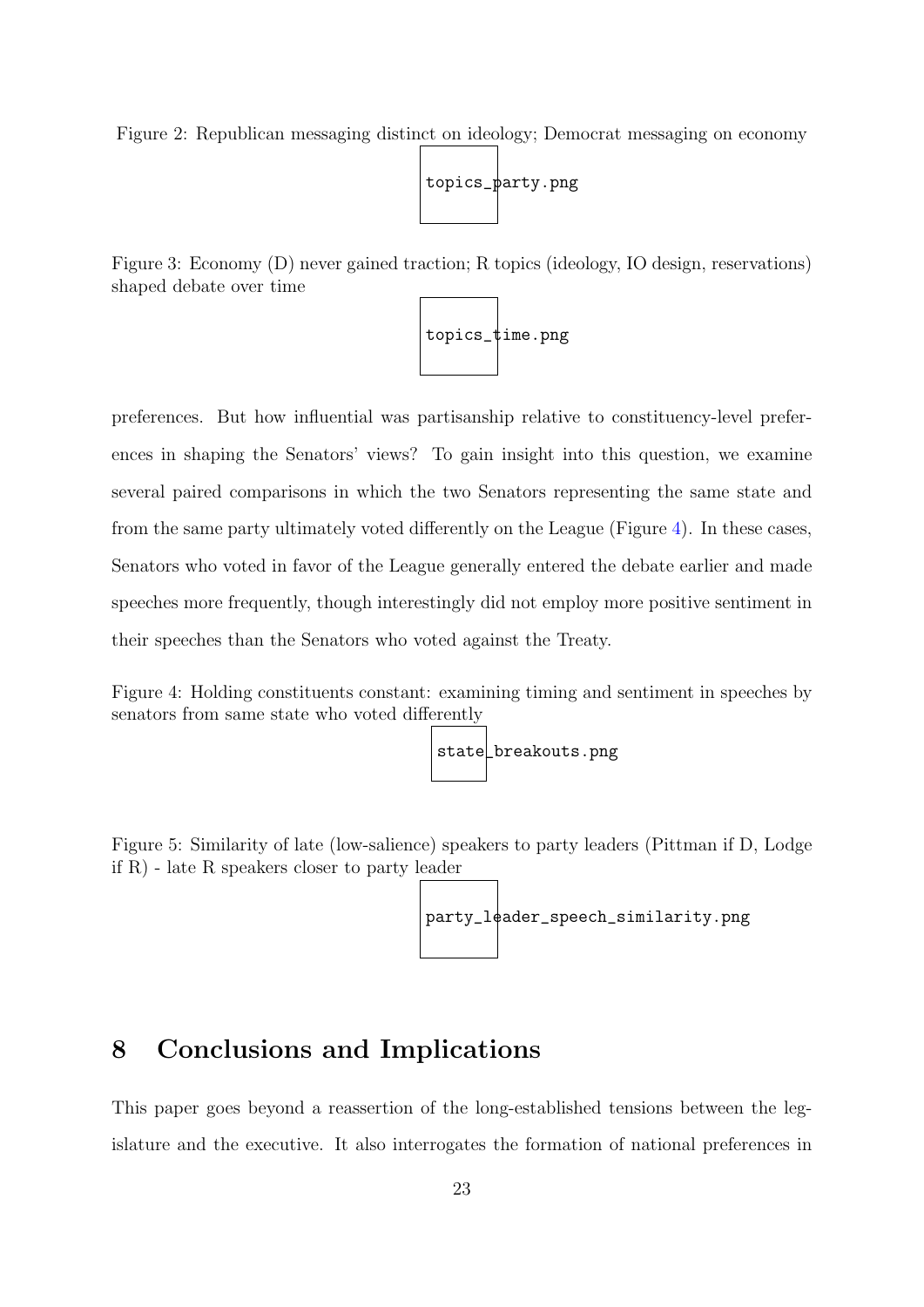Figure 2: Republican messaging distinct on ideology; Democrat messaging on economy

topics_party.png

Figure 3: Economy (D) never gained traction; R topics (ideology, IO design, reservations) shaped debate over time

topics_time.png

preferences. But how influential was partisanship relative to constituency-level preferences in shaping the Senators' views? To gain insight into this question, we examine several paired comparisons in which the two Senators representing the same state and from the same party ultimately voted differently on the League (Figure 4). In these cases, Senators who voted in favor of the League generally entered the debate earlier and made speeches more frequently, though interestingly did not employ more positive sentiment in their speeches than the Senators who voted against the Treaty.

Figure 4: Holding constituents constant: examining timing and sentiment in speeches by senators from same state who voted differently

state_breakouts.png

Figure 5: Similarity of late (low-salience) speakers to party leaders (Pittman if D, Lodge if R) - late R speakers closer to party leader

party_leader_speech_similarity.png

## 8 Conclusions and Implications

This paper goes beyond a reassertion of the long-established tensions between the legislature and the executive. It also interrogates the formation of national preferences in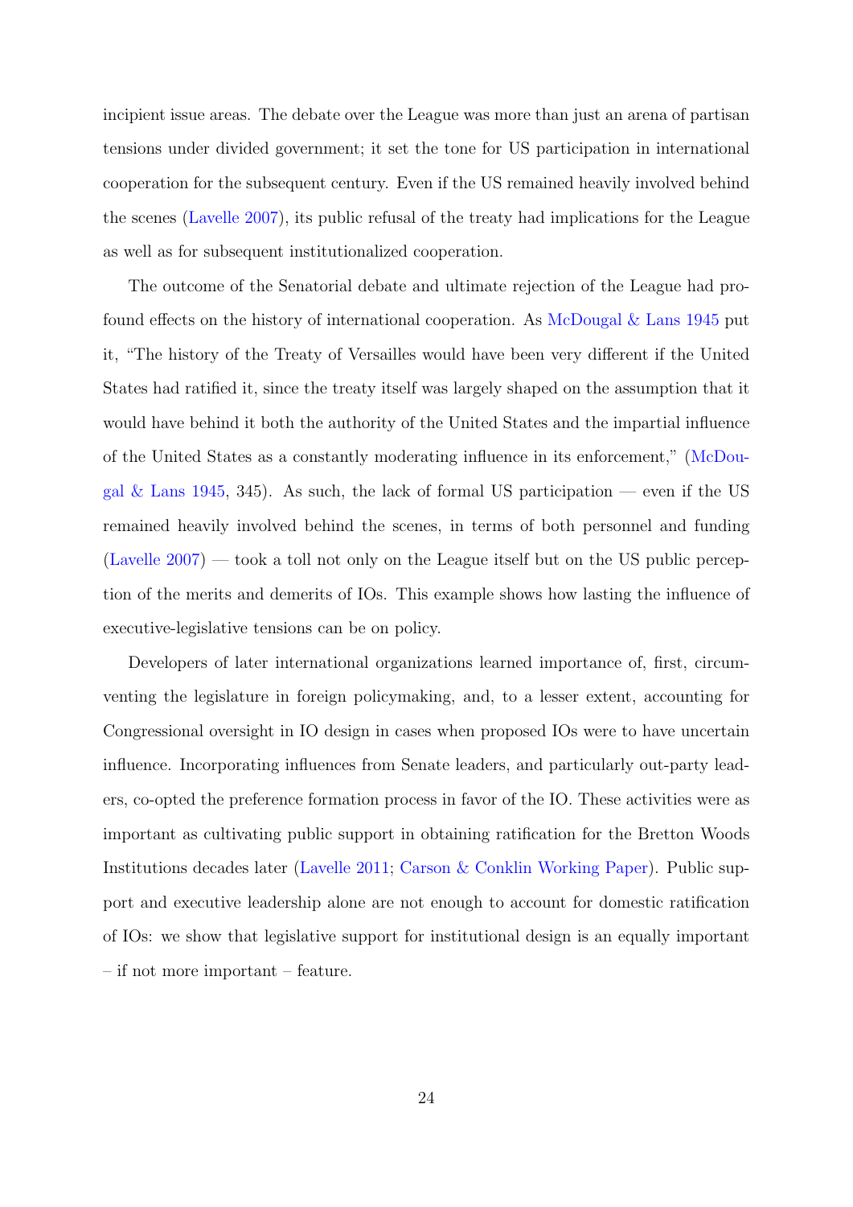incipient issue areas. The debate over the League was more than just an arena of partisan tensions under divided government; it set the tone for US participation in international cooperation for the subsequent century. Even if the US remained heavily involved behind the scenes (Lavelle 2007), its public refusal of the treaty had implications for the League as well as for subsequent institutionalized cooperation.

The outcome of the Senatorial debate and ultimate rejection of the League had profound effects on the history of international cooperation. As McDougal & Lans 1945 put it, "The history of the Treaty of Versailles would have been very different if the United States had ratified it, since the treaty itself was largely shaped on the assumption that it would have behind it both the authority of the United States and the impartial influence of the United States as a constantly moderating influence in its enforcement," (McDougal & Lans 1945, 345). As such, the lack of formal US participation — even if the US remained heavily involved behind the scenes, in terms of both personnel and funding (Lavelle 2007) — took a toll not only on the League itself but on the US public perception of the merits and demerits of IOs. This example shows how lasting the influence of executive-legislative tensions can be on policy.

Developers of later international organizations learned importance of, first, circumventing the legislature in foreign policymaking, and, to a lesser extent, accounting for Congressional oversight in IO design in cases when proposed IOs were to have uncertain influence. Incorporating influences from Senate leaders, and particularly out-party leaders, co-opted the preference formation process in favor of the IO. These activities were as important as cultivating public support in obtaining ratification for the Bretton Woods Institutions decades later (Lavelle 2011; Carson & Conklin Working Paper). Public support and executive leadership alone are not enough to account for domestic ratification of IOs: we show that legislative support for institutional design is an equally important – if not more important – feature.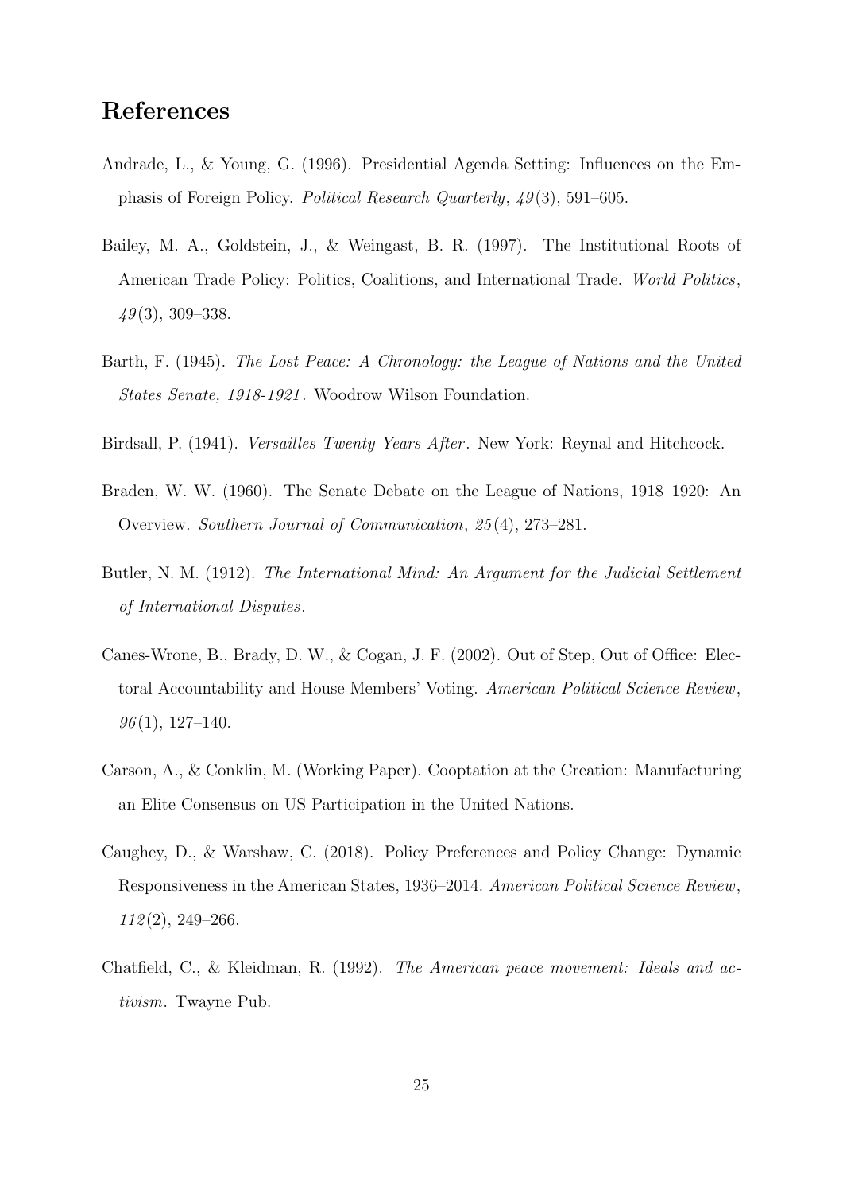## References

Andrade, L., & Young, G. (1996). Presidential Agenda Setting: Influences on the Emphasis of Foreign Policy. *Political Research Quarterly*, *49*(3), 591–605.

Bailey, M. A., Goldstein, J., & Weingast, B. R. (1997). The Institutional Roots of American Trade Policy: Politics, Coalitions, and International Trade. *World Politics*, *49*(3), 309–338.

Barth, F. (1945). *The Lost Peace: A Chronology: the League of Nations and the United States Senate, 1918-1921*. Woodrow Wilson Foundation.

Birdsall, P. (1941). *Versailles Twenty Years After*. New York: Reynal and Hitchcock.

Braden, W. W. (1960). The Senate Debate on the League of Nations, 1918–1920: An Overview. *Southern Journal of Communication*, *25*(4), 273–281.

Butler, N. M. (1912). *The International Mind: An Argument for the Judicial Settlement of International Disputes*.

Canes-Wrone, B., Brady, D. W., & Cogan, J. F. (2002). Out of Step, Out of Office: Electoral Accountability and House Members' Voting. *American Political Science Review*, *96*(1), 127–140.

Carson, A., & Conklin, M. (Working Paper). Cooptation at the Creation: Manufacturing an Elite Consensus on US Participation in the United Nations.

Caughey, D., & Warshaw, C. (2018). Policy Preferences and Policy Change: Dynamic Responsiveness in the American States, 1936–2014. *American Political Science Review*, *112*(2), 249–266.

Chatfield, C., & Kleidman, R. (1992). *The American peace movement: Ideals and activism*. Twayne Pub.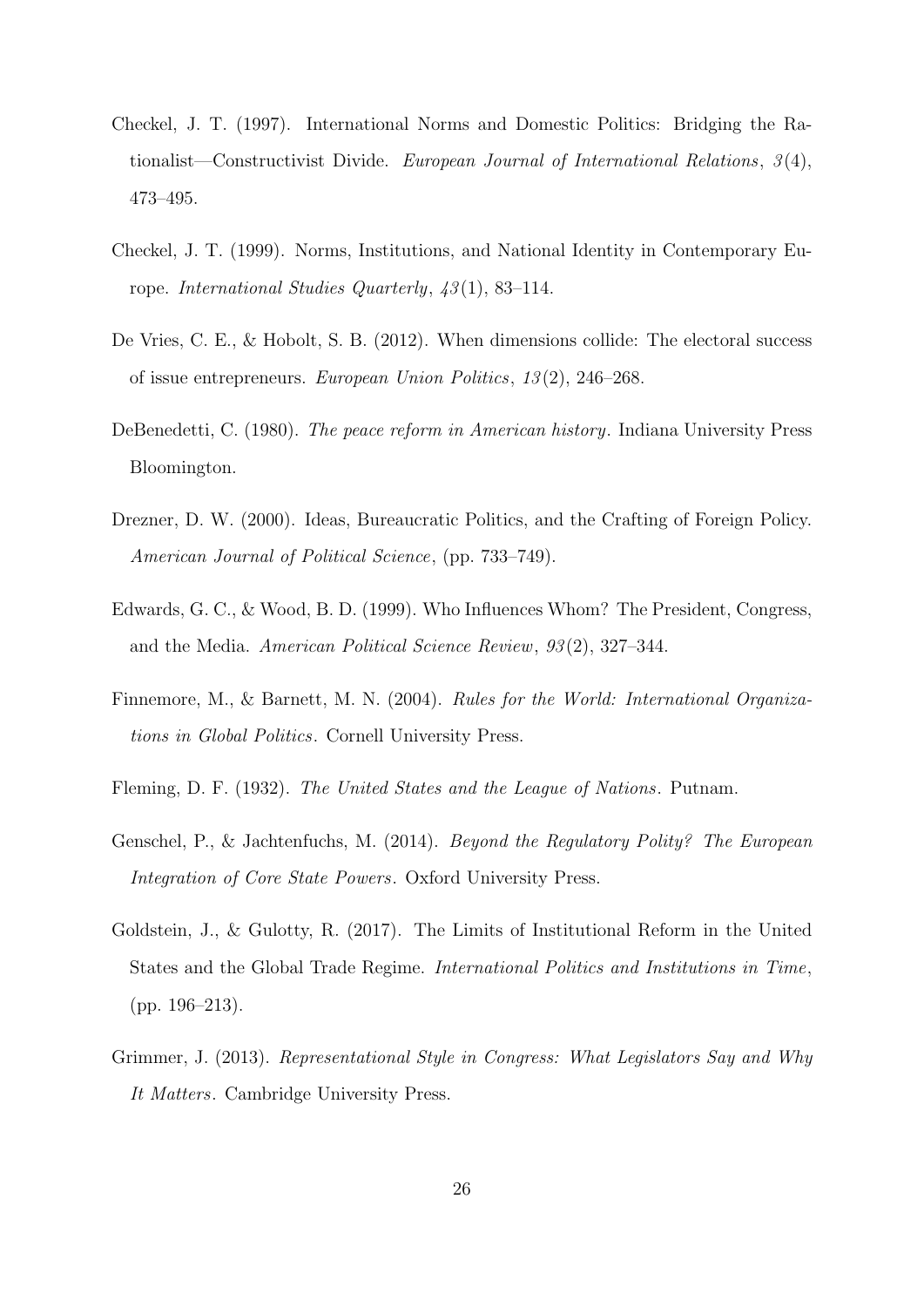Checkel, J. T. (1997). International Norms and Domestic Politics: Bridging the Rationalist—Constructivist Divide. *European Journal of International Relations*, *3*(4), 473–495.

Checkel, J. T. (1999). Norms, Institutions, and National Identity in Contemporary Europe. *International Studies Quarterly*, *43*(1), 83–114.

De Vries, C. E., & Hobolt, S. B. (2012). When dimensions collide: The electoral success of issue entrepreneurs. *European Union Politics*, *13*(2), 246–268.

DeBenedetti, C. (1980). *The peace reform in American history*. Indiana University Press Bloomington.

Drezner, D. W. (2000). Ideas, Bureaucratic Politics, and the Crafting of Foreign Policy. *American Journal of Political Science*, (pp. 733–749).

Edwards, G. C., & Wood, B. D. (1999). Who Influences Whom? The President, Congress, and the Media. *American Political Science Review*, *93*(2), 327–344.

Finnemore, M., & Barnett, M. N. (2004). *Rules for the World: International Organizations in Global Politics*. Cornell University Press.

Fleming, D. F. (1932). *The United States and the League of Nations*. Putnam.

Genschel, P., & Jachtenfuchs, M. (2014). *Beyond the Regulatory Polity? The European Integration of Core State Powers*. Oxford University Press.

Goldstein, J., & Gulotty, R. (2017). The Limits of Institutional Reform in the United States and the Global Trade Regime. *International Politics and Institutions in Time*, (pp. 196–213).

Grimmer, J. (2013). *Representational Style in Congress: What Legislators Say and Why It Matters*. Cambridge University Press.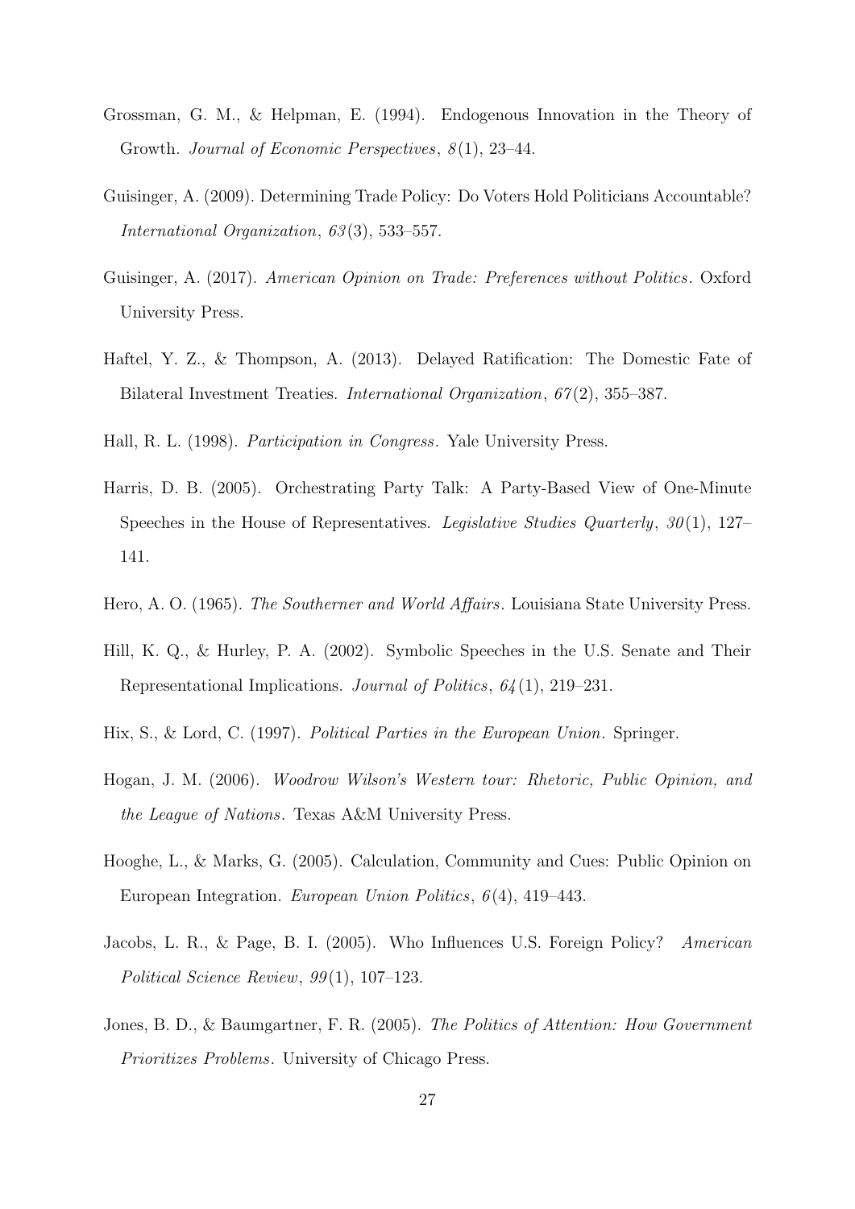Grossman, G. M., & Helpman, E. (1994). Endogenous Innovation in the Theory of Growth. *Journal of Economic Perspectives*, *8*(1), 23–44.

Guisinger, A. (2009). Determining Trade Policy: Do Voters Hold Politicians Accountable? *International Organization*, *63*(3), 533–557.

Guisinger, A. (2017). *American Opinion on Trade: Preferences without Politics*. Oxford University Press.

Haftel, Y. Z., & Thompson, A. (2013). Delayed Ratification: The Domestic Fate of Bilateral Investment Treaties. *International Organization*, *67*(2), 355–387.

Hall, R. L. (1998). *Participation in Congress*. Yale University Press.

Harris, D. B. (2005). Orchestrating Party Talk: A Party-Based View of One-Minute Speeches in the House of Representatives. *Legislative Studies Quarterly*, *30*(1), 127–141.

Hero, A. O. (1965). *The Southerner and World Affairs*. Louisiana State University Press.

Hill, K. Q., & Hurley, P. A. (2002). Symbolic Speeches in the U.S. Senate and Their Representational Implications. *Journal of Politics*, *64*(1), 219–231.

Hix, S., & Lord, C. (1997). *Political Parties in the European Union*. Springer.

Hogan, J. M. (2006). *Woodrow Wilson's Western tour: Rhetoric, Public Opinion, and the League of Nations*. Texas A&M University Press.

Hooghe, L., & Marks, G. (2005). Calculation, Community and Cues: Public Opinion on European Integration. *European Union Politics*, *6*(4), 419–443.

Jacobs, L. R., & Page, B. I. (2005). Who Influences U.S. Foreign Policy? *American Political Science Review*, *99*(1), 107–123.

Jones, B. D., & Baumgartner, F. R. (2005). *The Politics of Attention: How Government Prioritizes Problems*. University of Chicago Press.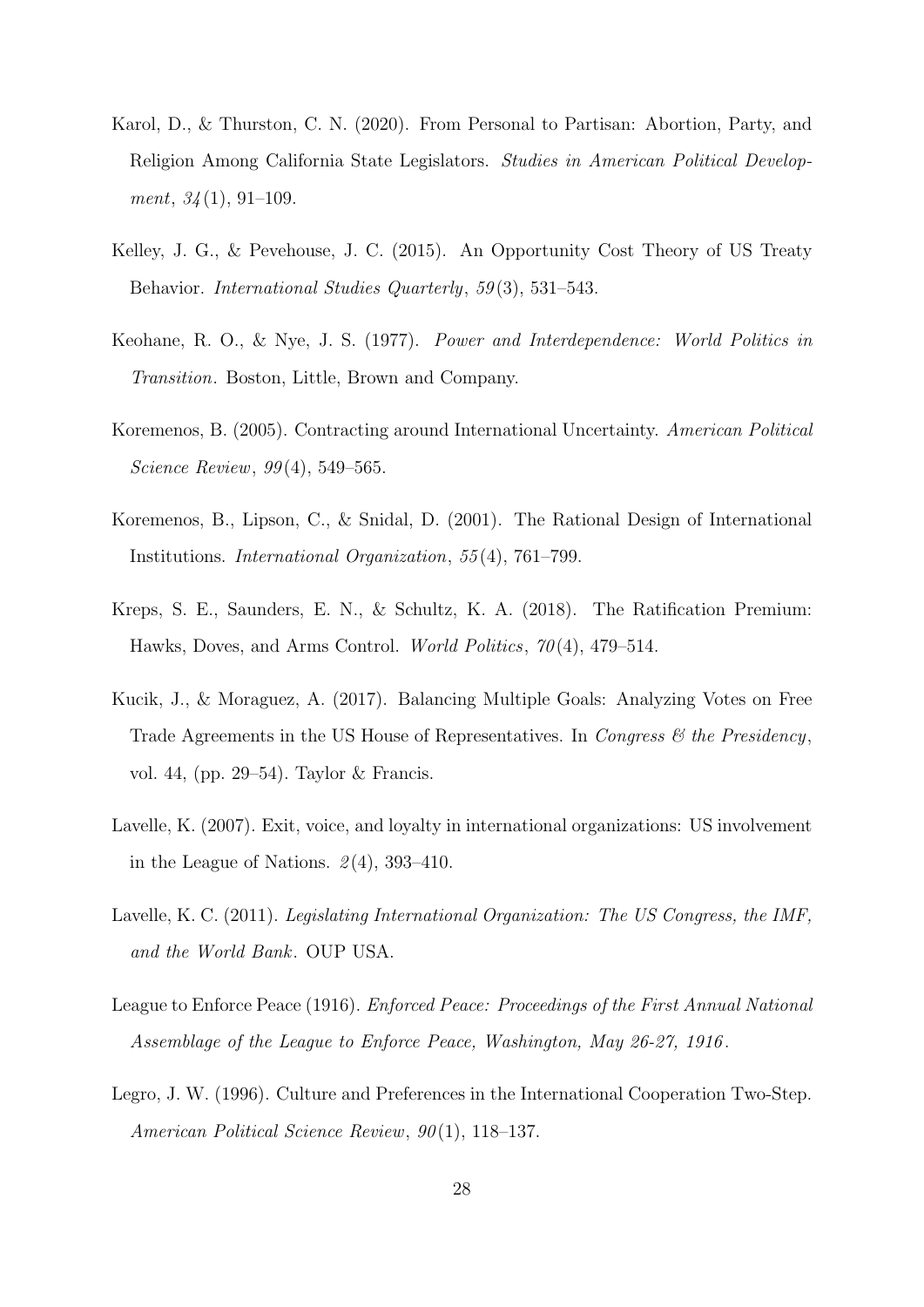Karol, D., & Thurston, C. N. (2020). From Personal to Partisan: Abortion, Party, and Religion Among California State Legislators. *Studies in American Political Development*, *34*(1), 91–109.

Kelley, J. G., & Pevehouse, J. C. (2015). An Opportunity Cost Theory of US Treaty Behavior. *International Studies Quarterly*, *59*(3), 531–543.

Keohane, R. O., & Nye, J. S. (1977). *Power and Interdependence: World Politics in Transition*. Boston, Little, Brown and Company.

Koremenos, B. (2005). Contracting around International Uncertainty. *American Political Science Review*, *99*(4), 549–565.

Koremenos, B., Lipson, C., & Snidal, D. (2001). The Rational Design of International Institutions. *International Organization*, *55*(4), 761–799.

Kreps, S. E., Saunders, E. N., & Schultz, K. A. (2018). The Ratification Premium: Hawks, Doves, and Arms Control. *World Politics*, *70*(4), 479–514.

Kucik, J., & Moraguez, A. (2017). Balancing Multiple Goals: Analyzing Votes on Free Trade Agreements in the US House of Representatives. In *Congress & the Presidency*, vol. 44, (pp. 29–54). Taylor & Francis.

Lavelle, K. (2007). Exit, voice, and loyalty in international organizations: US involvement in the League of Nations. *2*(4), 393–410.

Lavelle, K. C. (2011). *Legislating International Organization: The US Congress, the IMF, and the World Bank*. OUP USA.

League to Enforce Peace (1916). *Enforced Peace: Proceedings of the First Annual National Assemblage of the League to Enforce Peace, Washington, May 26-27, 1916*.

Legro, J. W. (1996). Culture and Preferences in the International Cooperation Two-Step. *American Political Science Review*, *90*(1), 118–137.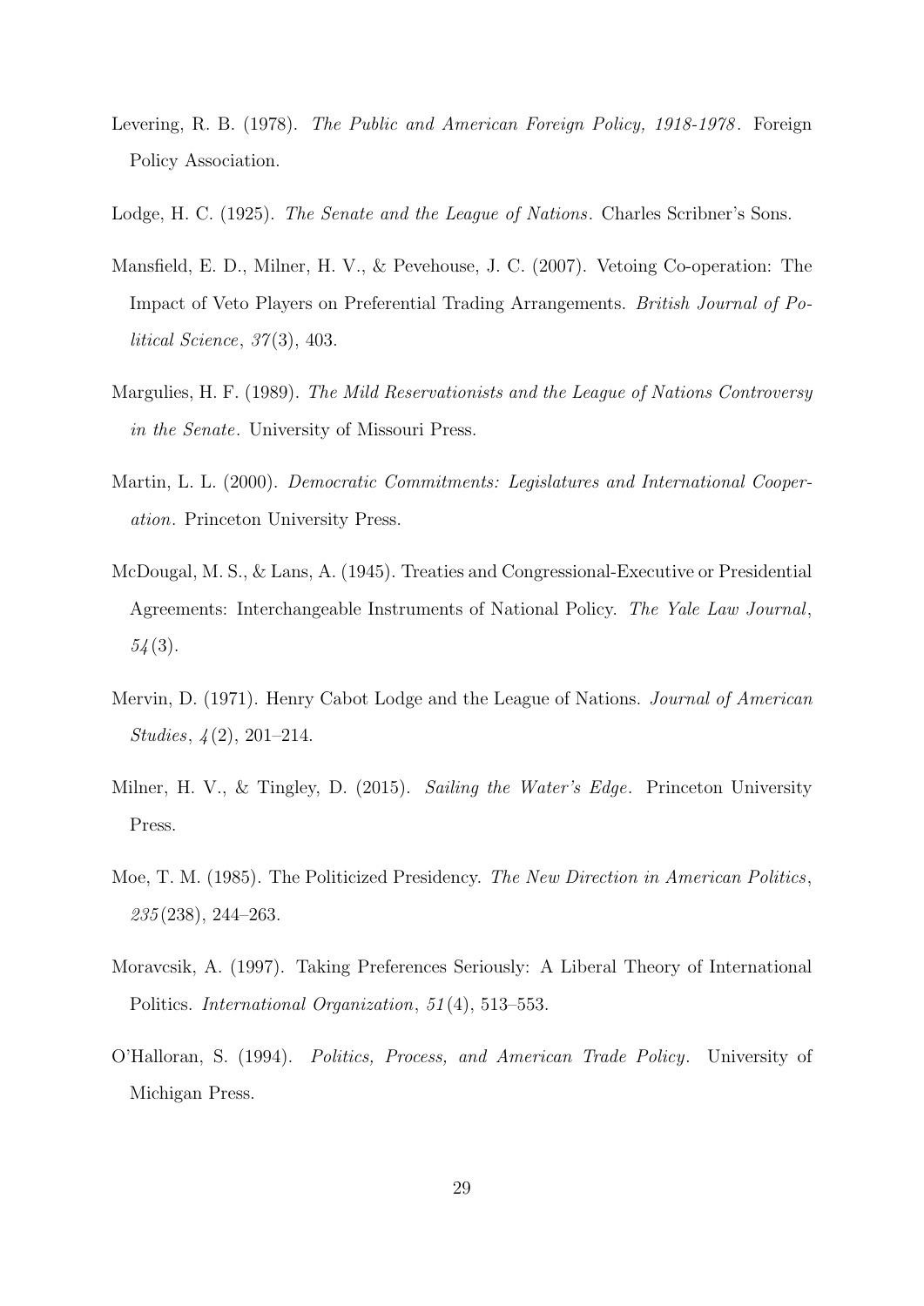Levering, R. B. (1978). *The Public and American Foreign Policy, 1918-1978*. Foreign Policy Association.

Lodge, H. C. (1925). *The Senate and the League of Nations*. Charles Scribner's Sons.

Mansfield, E. D., Milner, H. V., & Pevehouse, J. C. (2007). Vetoing Co-operation: The Impact of Veto Players on Preferential Trading Arrangements. *British Journal of Political Science*, *37*(3), 403.

Margulies, H. F. (1989). *The Mild Reservationists and the League of Nations Controversy in the Senate*. University of Missouri Press.

Martin, L. L. (2000). *Democratic Commitments: Legislatures and International Cooperation*. Princeton University Press.

McDougal, M. S., & Lans, A. (1945). Treaties and Congressional-Executive or Presidential Agreements: Interchangeable Instruments of National Policy. *The Yale Law Journal*, *54*(3).

Mervin, D. (1971). Henry Cabot Lodge and the League of Nations. *Journal of American Studies*, *4*(2), 201–214.

Milner, H. V., & Tingley, D. (2015). *Sailing the Water's Edge*. Princeton University Press.

Moe, T. M. (1985). The Politicized Presidency. *The New Direction in American Politics*, *235*(238), 244–263.

Moravcsik, A. (1997). Taking Preferences Seriously: A Liberal Theory of International Politics. *International Organization*, *51*(4), 513–553.

O'Halloran, S. (1994). *Politics, Process, and American Trade Policy*. University of Michigan Press.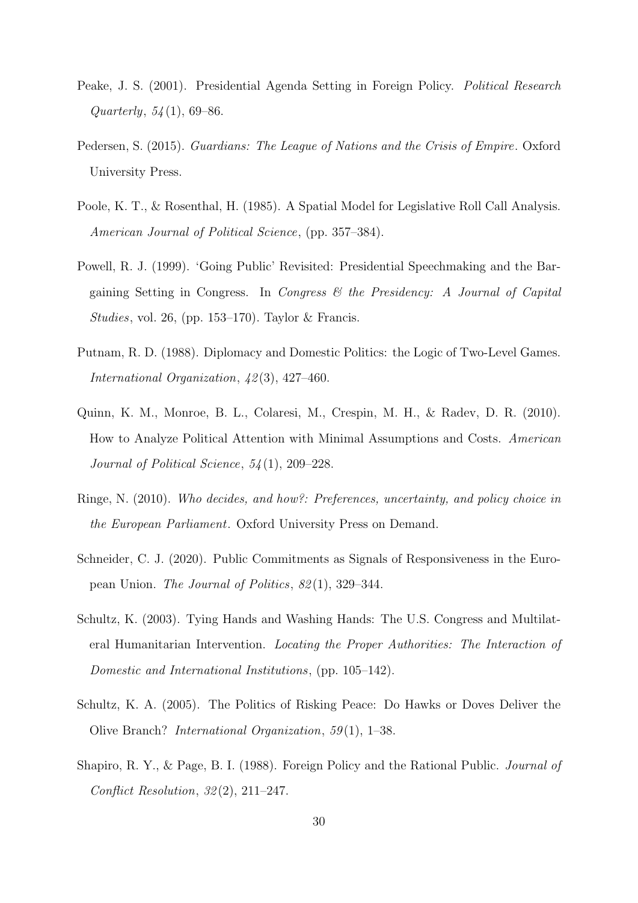Peake, J. S. (2001). Presidential Agenda Setting in Foreign Policy. *Political Research Quarterly*, *54*(1), 69–86.

Pedersen, S. (2015). *Guardians: The League of Nations and the Crisis of Empire*. Oxford University Press.

Poole, K. T., & Rosenthal, H. (1985). A Spatial Model for Legislative Roll Call Analysis. *American Journal of Political Science*, (pp. 357–384).

Powell, R. J. (1999). 'Going Public' Revisited: Presidential Speechmaking and the Bargaining Setting in Congress. In *Congress & the Presidency: A Journal of Capital Studies*, vol. 26, (pp. 153–170). Taylor & Francis.

Putnam, R. D. (1988). Diplomacy and Domestic Politics: the Logic of Two-Level Games. *International Organization*, *42*(3), 427–460.

Quinn, K. M., Monroe, B. L., Colaresi, M., Crespin, M. H., & Radev, D. R. (2010). How to Analyze Political Attention with Minimal Assumptions and Costs. *American Journal of Political Science*, *54*(1), 209–228.

Ringe, N. (2010). *Who decides, and how?: Preferences, uncertainty, and policy choice in the European Parliament*. Oxford University Press on Demand.

Schneider, C. J. (2020). Public Commitments as Signals of Responsiveness in the European Union. *The Journal of Politics*, *82*(1), 329–344.

Schultz, K. (2003). Tying Hands and Washing Hands: The U.S. Congress and Multilateral Humanitarian Intervention. *Locating the Proper Authorities: The Interaction of Domestic and International Institutions*, (pp. 105–142).

Schultz, K. A. (2005). The Politics of Risking Peace: Do Hawks or Doves Deliver the Olive Branch? *International Organization*, *59*(1), 1–38.

Shapiro, R. Y., & Page, B. I. (1988). Foreign Policy and the Rational Public. *Journal of Conflict Resolution*, *32*(2), 211–247.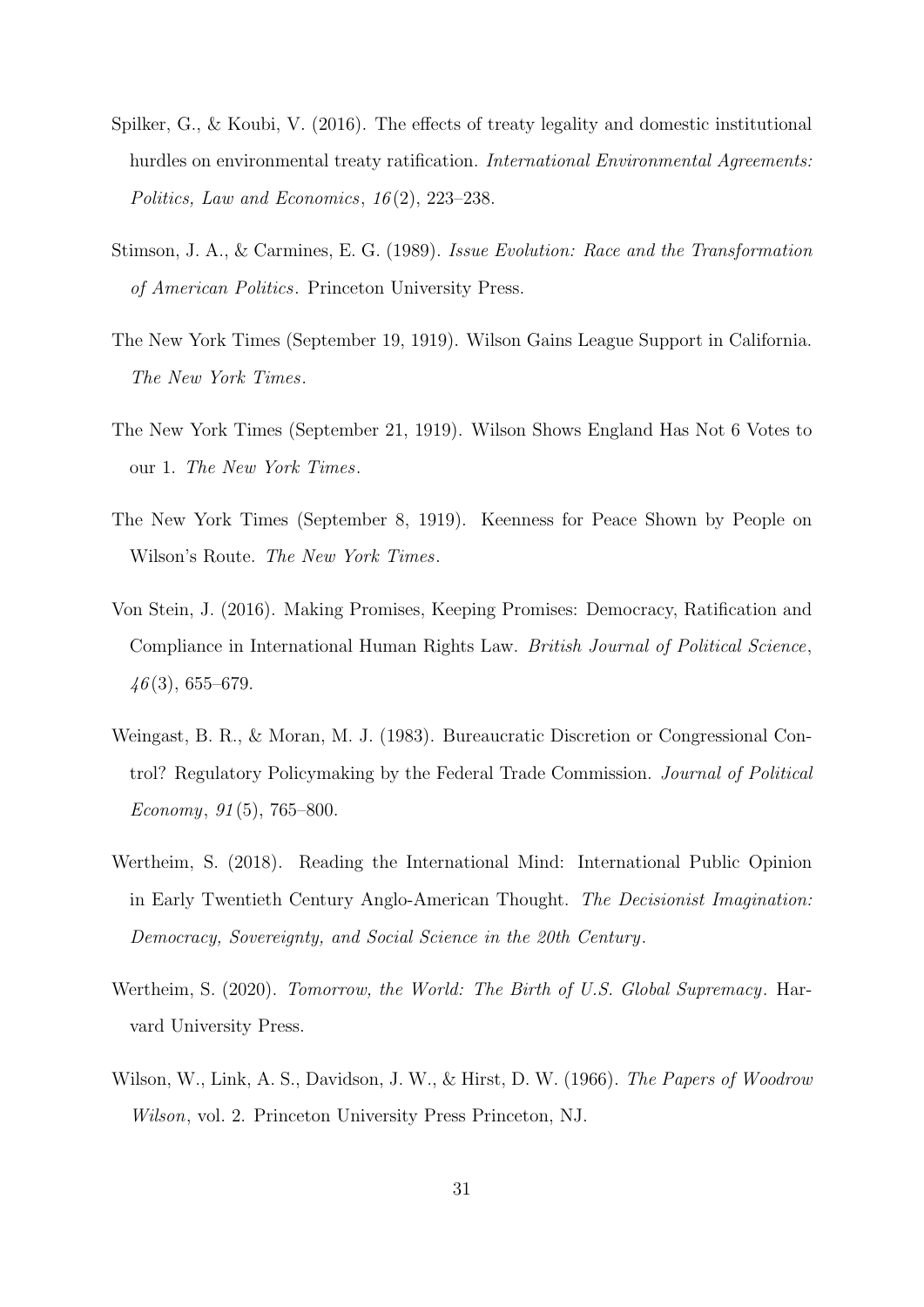Spilker, G., & Koubi, V. (2016). The effects of treaty legality and domestic institutional hurdles on environmental treaty ratification. *International Environmental Agreements: Politics, Law and Economics*, *16*(2), 223–238.

Stimson, J. A., & Carmines, E. G. (1989). *Issue Evolution: Race and the Transformation of American Politics*. Princeton University Press.

The New York Times (September 19, 1919). Wilson Gains League Support in California. *The New York Times*.

The New York Times (September 21, 1919). Wilson Shows England Has Not 6 Votes to our 1. *The New York Times*.

The New York Times (September 8, 1919). Keenness for Peace Shown by People on Wilson's Route. *The New York Times*.

Von Stein, J. (2016). Making Promises, Keeping Promises: Democracy, Ratification and Compliance in International Human Rights Law. *British Journal of Political Science*, *46*(3), 655–679.

Weingast, B. R., & Moran, M. J. (1983). Bureaucratic Discretion or Congressional Control? Regulatory Policymaking by the Federal Trade Commission. *Journal of Political Economy*, *91*(5), 765–800.

Wertheim, S. (2018). Reading the International Mind: International Public Opinion in Early Twentieth Century Anglo-American Thought. *The Decisionist Imagination: Democracy, Sovereignty, and Social Science in the 20th Century*.

Wertheim, S. (2020). *Tomorrow, the World: The Birth of U.S. Global Supremacy*. Harvard University Press.

Wilson, W., Link, A. S., Davidson, J. W., & Hirst, D. W. (1966). *The Papers of Woodrow Wilson*, vol. 2. Princeton University Press Princeton, NJ.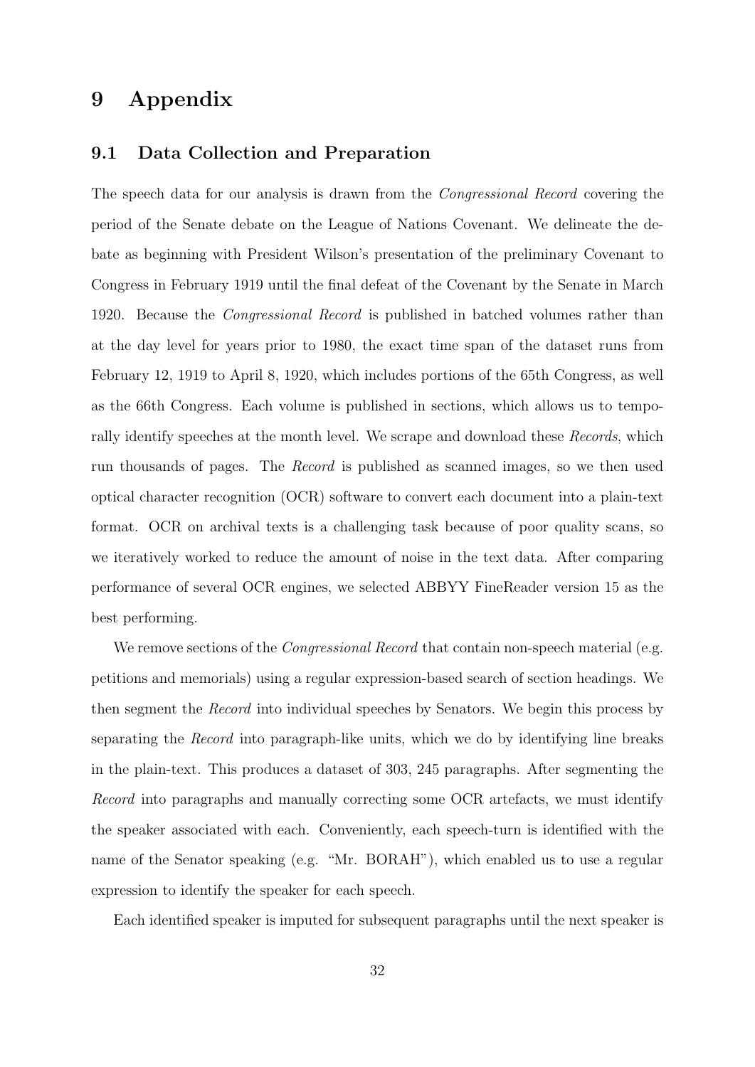# 9 Appendix

## 9.1 Data Collection and Preparation

The speech data for our analysis is drawn from the *Congressional Record* covering the period of the Senate debate on the League of Nations Covenant. We delineate the debate as beginning with President Wilson's presentation of the preliminary Covenant to Congress in February 1919 until the final defeat of the Covenant by the Senate in March 1920. Because the *Congressional Record* is published in batched volumes rather than at the day level for years prior to 1980, the exact time span of the dataset runs from February 12, 1919 to April 8, 1920, which includes portions of the 65th Congress, as well as the 66th Congress. Each volume is published in sections, which allows us to temporally identify speeches at the month level. We scrape and download these *Records*, which run thousands of pages. The *Record* is published as scanned images, so we then used optical character recognition (OCR) software to convert each document into a plain-text format. OCR on archival texts is a challenging task because of poor quality scans, so we iteratively worked to reduce the amount of noise in the text data. After comparing performance of several OCR engines, we selected ABBYY FineReader version 15 as the best performing.

We remove sections of the *Congressional Record* that contain non-speech material (e.g. petitions and memorials) using a regular expression-based search of section headings. We then segment the *Record* into individual speeches by Senators. We begin this process by separating the *Record* into paragraph-like units, which we do by identifying line breaks in the plain-text. This produces a dataset of 303, 245 paragraphs. After segmenting the *Record* into paragraphs and manually correcting some OCR artefacts, we must identify the speaker associated with each. Conveniently, each speech-turn is identified with the name of the Senator speaking (e.g. "Mr. BORAH"), which enabled us to use a regular expression to identify the speaker for each speech.

Each identified speaker is imputed for subsequent paragraphs until the next speaker is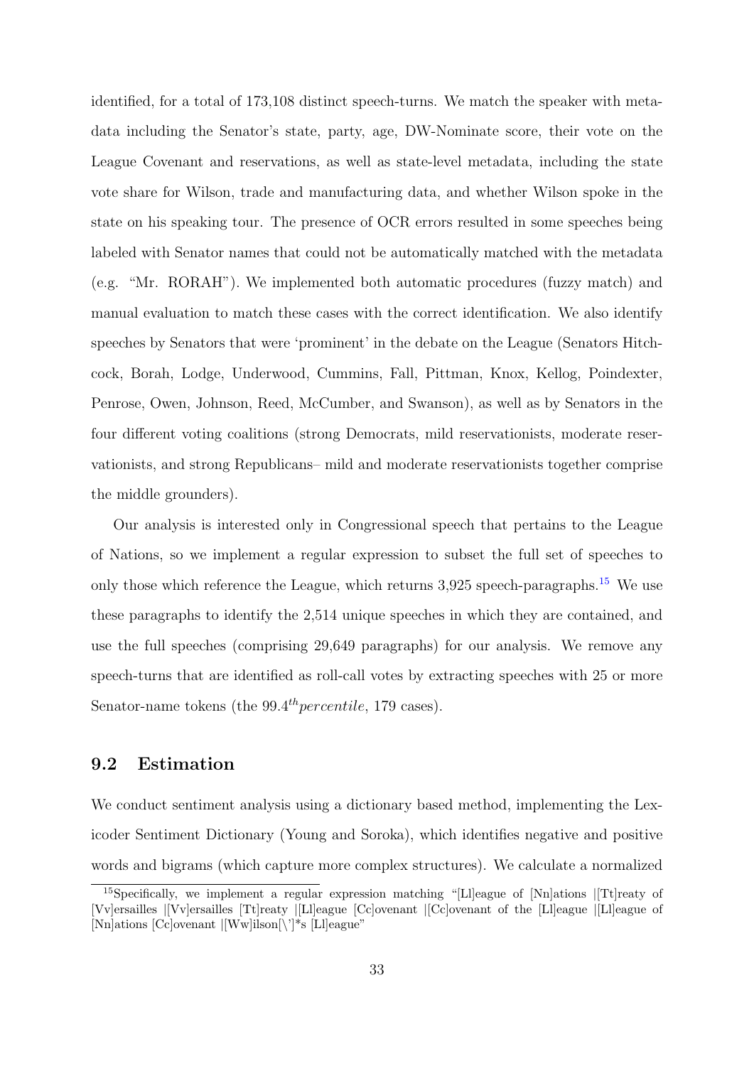identified, for a total of 173,108 distinct speech-turns. We match the speaker with metadata including the Senator's state, party, age, DW-Nominate score, their vote on the League Covenant and reservations, as well as state-level metadata, including the state vote share for Wilson, trade and manufacturing data, and whether Wilson spoke in the state on his speaking tour. The presence of OCR errors resulted in some speeches being labeled with Senator names that could not be automatically matched with the metadata (e.g. "Mr. RORAH"). We implemented both automatic procedures (fuzzy match) and manual evaluation to match these cases with the correct identification. We also identify speeches by Senators that were 'prominent' in the debate on the League (Senators Hitchcock, Borah, Lodge, Underwood, Cummins, Fall, Pittman, Knox, Kellog, Poindexter, Penrose, Owen, Johnson, Reed, McCumber, and Swanson), as well as by Senators in the four different voting coalitions (strong Democrats, mild reservationists, moderate reservationists, and strong Republicans– mild and moderate reservationists together comprise the middle grounders).

Our analysis is interested only in Congressional speech that pertains to the League of Nations, so we implement a regular expression to subset the full set of speeches to only those which reference the League, which returns 3,925 speech-paragraphs.[15] We use these paragraphs to identify the 2,514 unique speeches in which they are contained, and use the full speeches (comprising 29,649 paragraphs) for our analysis. We remove any speech-turns that are identified as roll-call votes by extracting speeches with 25 or more Senator-name tokens (the $99.4^{th} percentile$, 179 cases).

## 9.2 Estimation

We conduct sentiment analysis using a dictionary based method, implementing the Lexicoder Sentiment Dictionary (Young and Soroka), which identifies negative and positive words and bigrams (which capture more complex structures). We calculate a normalized

[15] Specifically, we implement a regular expression matching "[Ll]eague of [Nn]ations |[Tt]reaty of [Vv]ersailles |[Vv]ersailles [Tt]reaty |[Ll]eague [Cc]ovenant |[Cc]ovenant of the [Ll]eague |[Ll]eague of [Nn]ations [Cc]ovenant |[Ww]ilson[\']*s [Ll]eague"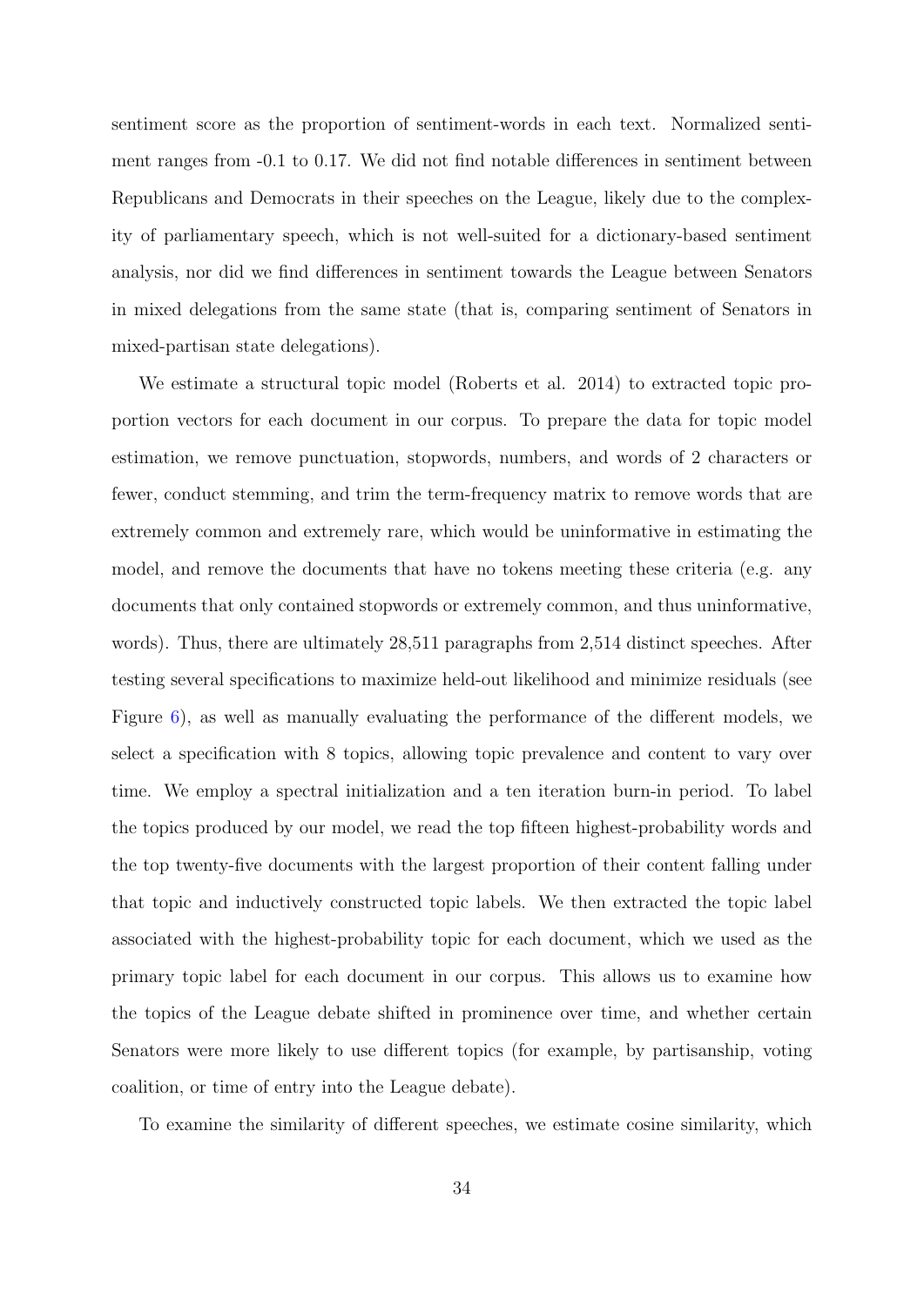sentiment score as the proportion of sentiment-words in each text. Normalized sentiment ranges from -0.1 to 0.17. We did not find notable differences in sentiment between Republicans and Democrats in their speeches on the League, likely due to the complexity of parliamentary speech, which is not well-suited for a dictionary-based sentiment analysis, nor did we find differences in sentiment towards the League between Senators in mixed delegations from the same state (that is, comparing sentiment of Senators in mixed-partisan state delegations).

We estimate a structural topic model (Roberts et al. 2014) to extracted topic proportion vectors for each document in our corpus. To prepare the data for topic model estimation, we remove punctuation, stopwords, numbers, and words of 2 characters or fewer, conduct stemming, and trim the term-frequency matrix to remove words that are extremely common and extremely rare, which would be uninformative in estimating the model, and remove the documents that have no tokens meeting these criteria (e.g. any documents that only contained stopwords or extremely common, and thus uninformative, words). Thus, there are ultimately 28,511 paragraphs from 2,514 distinct speeches. After testing several specifications to maximize held-out likelihood and minimize residuals (see Figure 6), as well as manually evaluating the performance of the different models, we select a specification with 8 topics, allowing topic prevalence and content to vary over time. We employ a spectral initialization and a ten iteration burn-in period. To label the topics produced by our model, we read the top fifteen highest-probability words and the top twenty-five documents with the largest proportion of their content falling under that topic and inductively constructed topic labels. We then extracted the topic label associated with the highest-probability topic for each document, which we used as the primary topic label for each document in our corpus. This allows us to examine how the topics of the League debate shifted in prominence over time, and whether certain Senators were more likely to use different topics (for example, by partisanship, voting coalition, or time of entry into the League debate).

To examine the similarity of different speeches, we estimate cosine similarity, which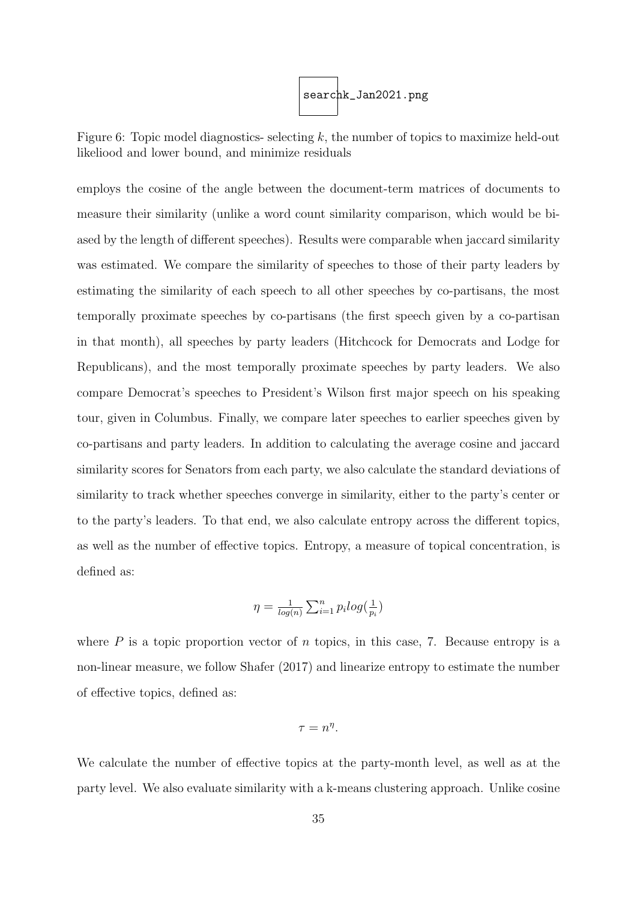searchk_Jan2021.png

Figure 6: Topic model diagnostics- selecting $k$, the number of topics to maximize held-out likeliood and lower bound, and minimize residuals

employs the cosine of the angle between the document-term matrices of documents to measure their similarity (unlike a word count similarity comparison, which would be biased by the length of different speeches). Results were comparable when jaccard similarity was estimated. We compare the similarity of speeches to those of their party leaders by estimating the similarity of each speech to all other speeches by co-partisans, the most temporally proximate speeches by co-partisans (the first speech given by a co-partisan in that month), all speeches by party leaders (Hitchcock for Democrats and Lodge for Republicans), and the most temporally proximate speeches by party leaders. We also compare Democrat's speeches to President's Wilson first major speech on his speaking tour, given in Columbus. Finally, we compare later speeches to earlier speeches given by co-partisans and party leaders. In addition to calculating the average cosine and jaccard similarity scores for Senators from each party, we also calculate the standard deviations of similarity to track whether speeches converge in similarity, either to the party's center or to the party's leaders. To that end, we also calculate entropy across the different topics, as well as the number of effective topics. Entropy, a measure of topical concentration, is defined as:

$$\eta = \frac{1}{log(n)} \sum_{i=1}^{n} p_i log(\frac{1}{p_i})$$

where $P$ is a topic proportion vector of $n$ topics, in this case, 7. Because entropy is a non-linear measure, we follow Shafer (2017) and linearize entropy to estimate the number of effective topics, defined as:

$$\tau = n^{\eta}.$$

We calculate the number of effective topics at the party-month level, as well as at the party level. We also evaluate similarity with a k-means clustering approach. Unlike cosine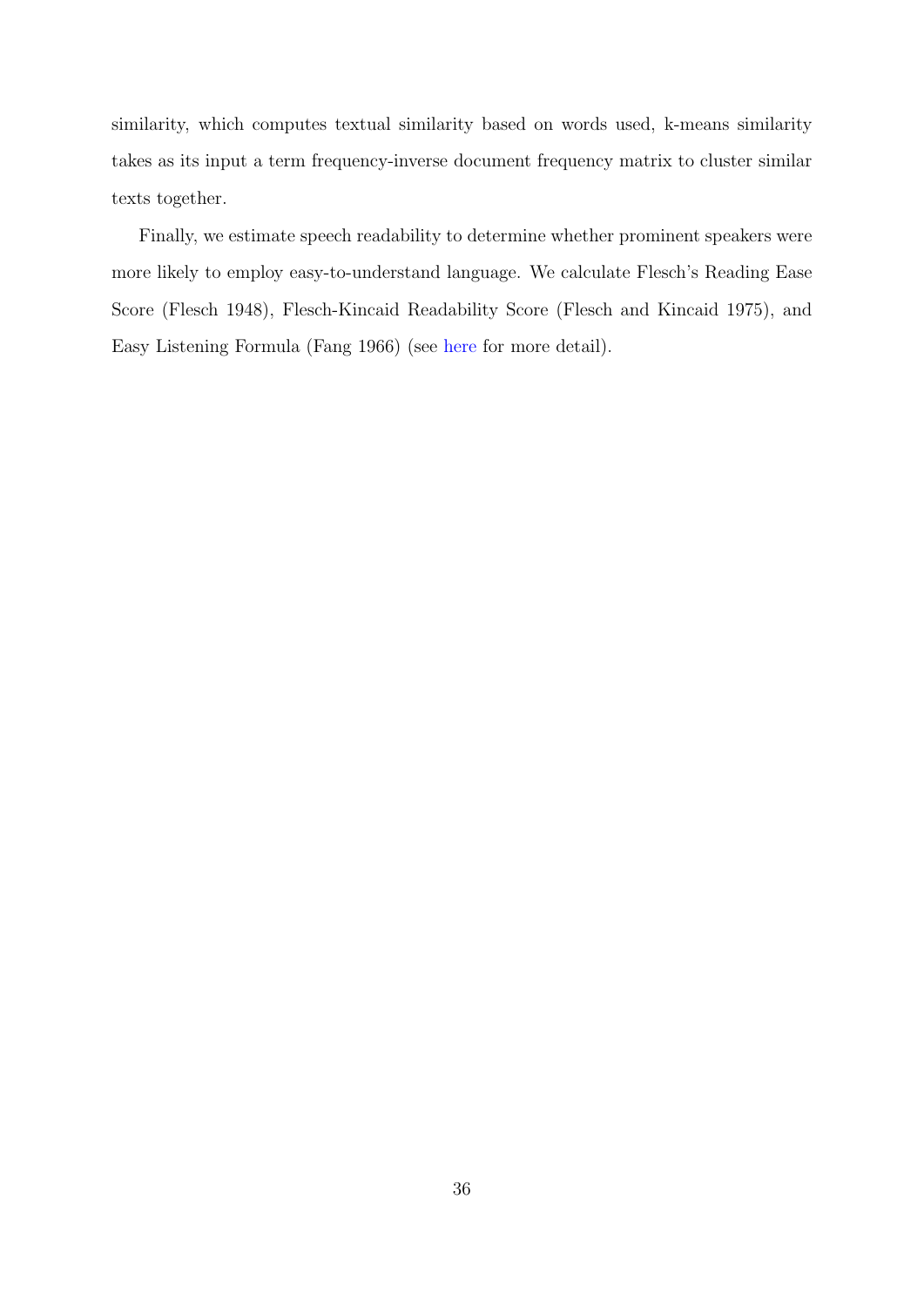similarity, which computes textual similarity based on words used, k-means similarity takes as its input a term frequency-inverse document frequency matrix to cluster similar texts together.

Finally, we estimate speech readability to determine whether prominent speakers were more likely to employ easy-to-understand language. We calculate Flesch's Reading Ease Score (Flesch 1948), Flesch-Kincaid Readability Score (Flesch and Kincaid 1975), and Easy Listening Formula (Fang 1966) (see here for more detail).